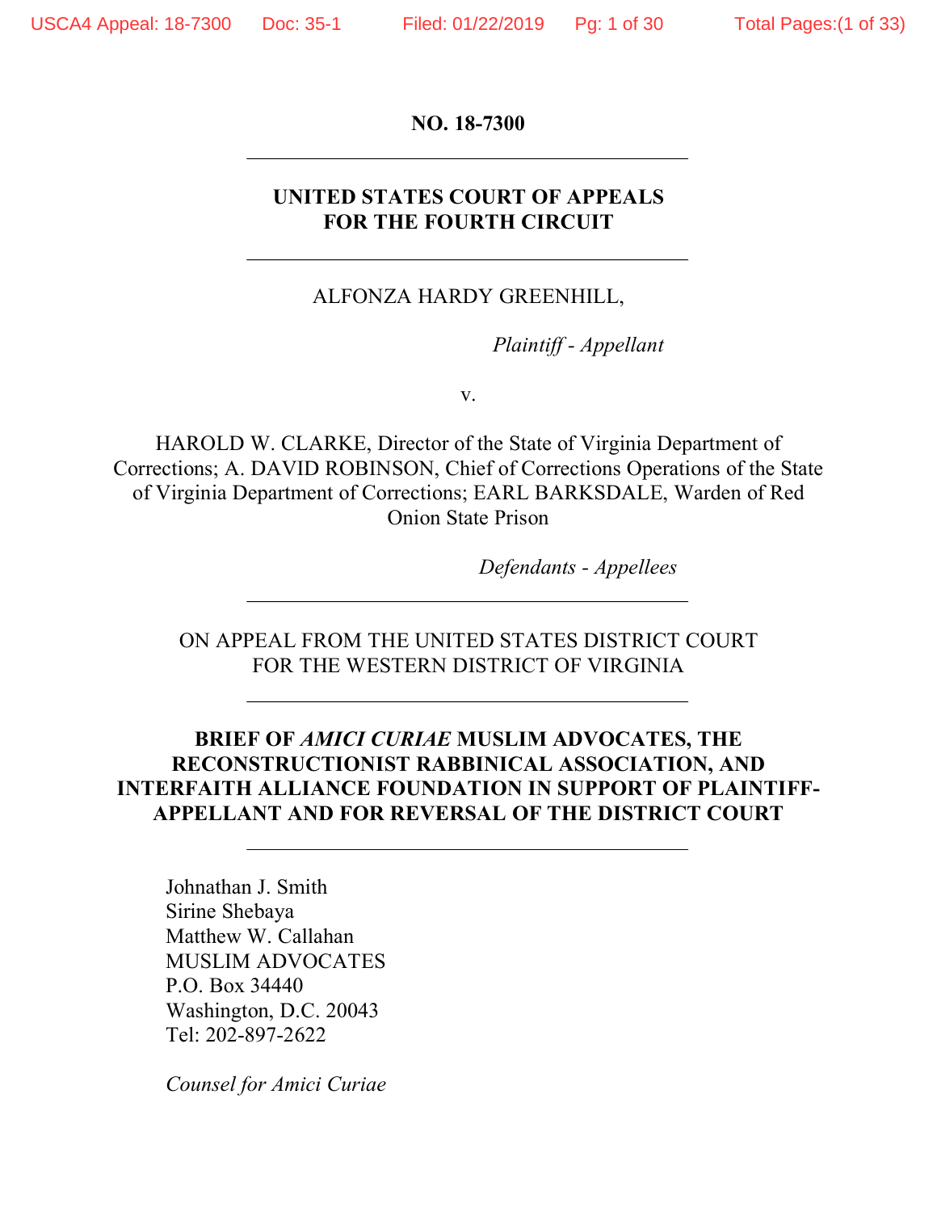**NO. 18-7300**

---

**UNITED STATES COURT OF APPEALS**
**FOR THE FOURTH CIRCUIT**

---

ALFONZA HARDY GREENHILL,

*Plaintiff - Appellant*

v.

HAROLD W. CLARKE, Director of the State of Virginia Department of Corrections; A. DAVID ROBINSON, Chief of Corrections Operations of the State of Virginia Department of Corrections; EARL BARKSDALE, Warden of Red Onion State Prison

*Defendants - Appellees*

---

ON APPEAL FROM THE UNITED STATES DISTRICT COURT
FOR THE WESTERN DISTRICT OF VIRGINIA

---

**BRIEF OF *AMICI CURIAE* MUSLIM ADVOCATES, THE RECONSTRUCTIONIST RABBINICAL ASSOCIATION, AND INTERFAITH ALLIANCE FOUNDATION IN SUPPORT OF PLAINTIFF-APPELLANT AND FOR REVERSAL OF THE DISTRICT COURT**

---

Johnathan J. Smith
Sirine Shebaya
Matthew W. Callahan
MUSLIM ADVOCATES
P.O. Box 34440
Washington, D.C. 20043
Tel: 202-897-2622

*Counsel for Amici Curiae*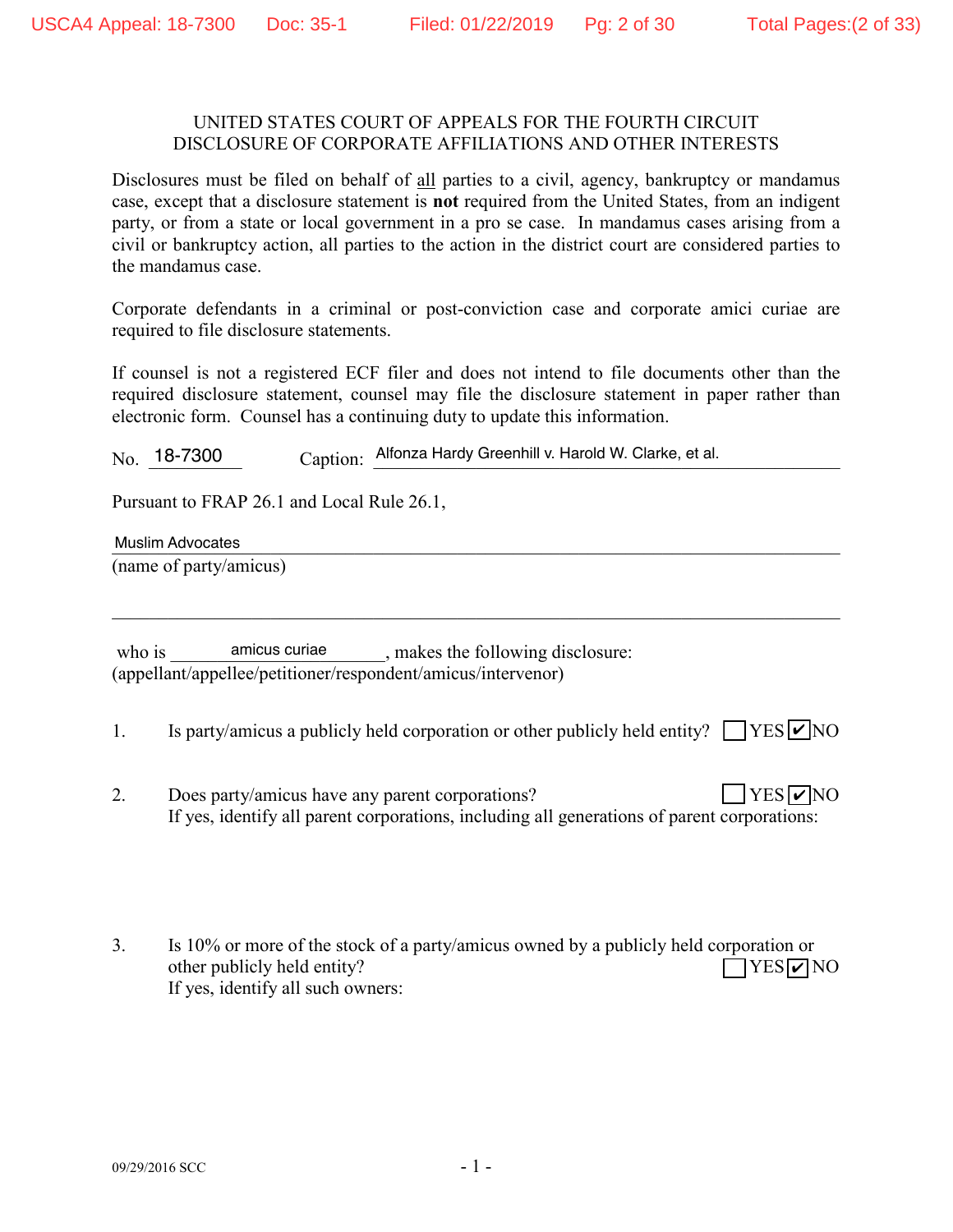UNITED STATES COURT OF APPEALS FOR THE FOURTH CIRCUIT
DISCLOSURE OF CORPORATE AFFILIATIONS AND OTHER INTERESTS

Disclosures must be filed on behalf of all parties to a civil, agency, bankruptcy or mandamus case, except that a disclosure statement is **not** required from the United States, from an indigent party, or from a state or local government in a pro se case. In mandamus cases arising from a civil or bankruptcy action, all parties to the action in the district court are considered parties to the mandamus case.

Corporate defendants in a criminal or post-conviction case and corporate amici curiae are required to file disclosure statements.

If counsel is not a registered ECF filer and does not intend to file documents other than the required disclosure statement, counsel may file the disclosure statement in paper rather than electronic form. Counsel has a continuing duty to update this information.

No. 18-7300 Caption: Alfonza Hardy Greenhill v. Harold W. Clarke, et al.

Pursuant to FRAP 26.1 and Local Rule 26.1,

Muslim Advocates
(name of party/amicus)

who is amicus curiae, makes the following disclosure:
(appellant/appellee/petitioner/respondent/amicus/intervenor)

1. Is party/amicus a publicly held corporation or other publicly held entity? ☐ YES ☑ NO

2. Does party/amicus have any parent corporations? ☐ YES ☑ NO
If yes, identify all parent corporations, including all generations of parent corporations:

3. Is 10% or more of the stock of a party/amicus owned by a publicly held corporation or other publicly held entity? ☐ YES ☑ NO
If yes, identify all such owners:

09/29/2016 SCC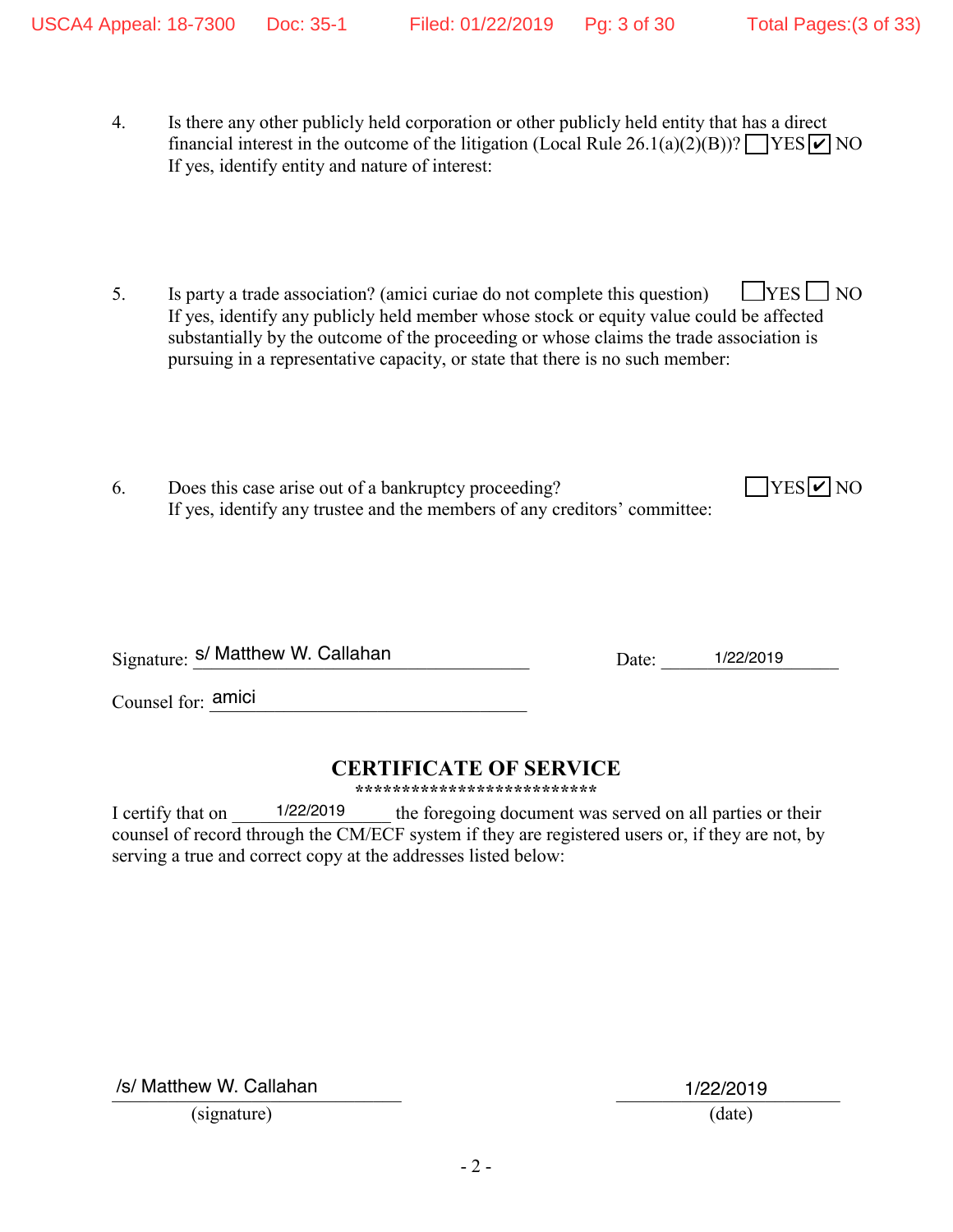4. Is there any other publicly held corporation or other publicly held entity that has a direct financial interest in the outcome of the litigation (Local Rule 26.1(a)(2)(B))? ☐ YES ☑ NO
If yes, identify entity and nature of interest:

5. Is party a trade association? (amici curiae do not complete this question) ☐ YES ☐ NO
If yes, identify any publicly held member whose stock or equity value could be affected substantially by the outcome of the proceeding or whose claims the trade association is pursuing in a representative capacity, or state that there is no such member:

6. Does this case arise out of a bankruptcy proceeding? ☐ YES ☑ NO
If yes, identify any trustee and the members of any creditors' committee:

Signature: s/ Matthew W. Callahan Date: 1/22/2019

Counsel for: amici

## CERTIFICATE OF SERVICE

**************************

I certify that on 1/22/2019 the foregoing document was served on all parties or their counsel of record through the CM/ECF system if they are registered users or, if they are not, by serving a true and correct copy at the addresses listed below:

/s/ Matthew W. Callahan
(signature)

1/22/2019
(date)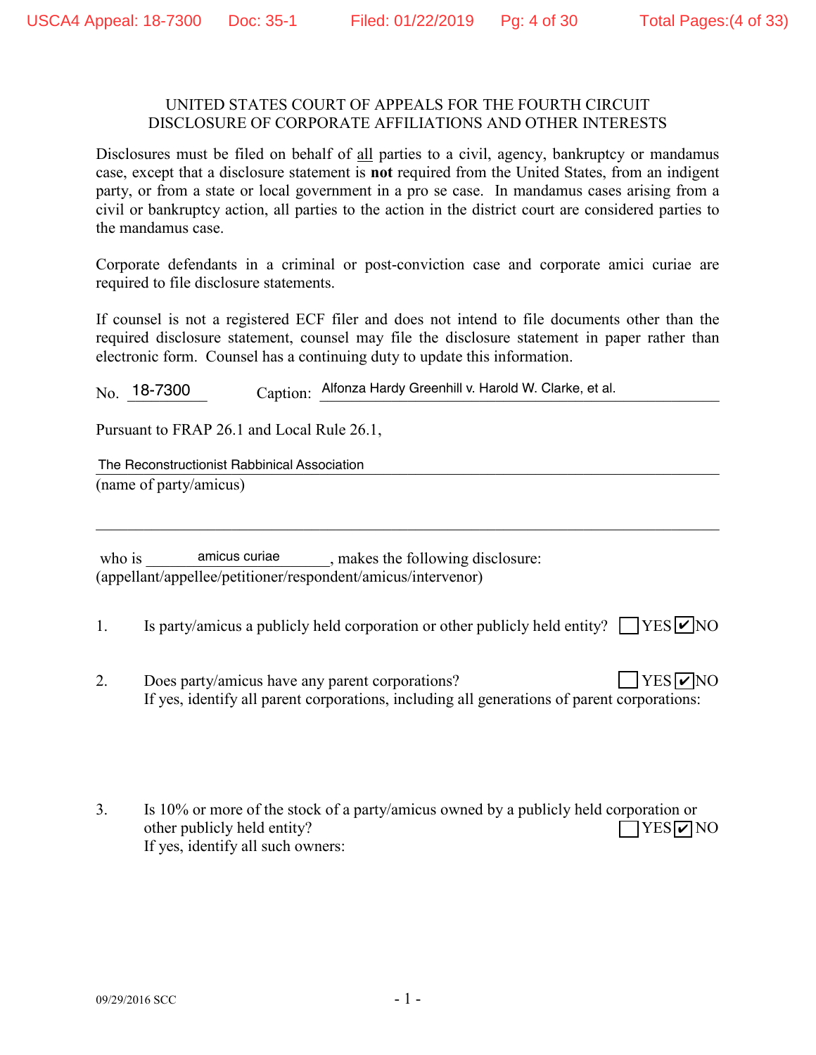UNITED STATES COURT OF APPEALS FOR THE FOURTH CIRCUIT
DISCLOSURE OF CORPORATE AFFILIATIONS AND OTHER INTERESTS

Disclosures must be filed on behalf of all parties to a civil, agency, bankruptcy or mandamus case, except that a disclosure statement is **not** required from the United States, from an indigent party, or from a state or local government in a pro se case. In mandamus cases arising from a civil or bankruptcy action, all parties to the action in the district court are considered parties to the mandamus case.

Corporate defendants in a criminal or post-conviction case and corporate amici curiae are required to file disclosure statements.

If counsel is not a registered ECF filer and does not intend to file documents other than the required disclosure statement, counsel may file the disclosure statement in paper rather than electronic form. Counsel has a continuing duty to update this information.

No. 18-7300 Caption: Alfonza Hardy Greenhill v. Harold W. Clarke, et al.

Pursuant to FRAP 26.1 and Local Rule 26.1,

The Reconstructionist Rabbinical Association
(name of party/amicus)

who is amicus curiae, makes the following disclosure:
(appellant/appellee/petitioner/respondent/amicus/intervenor)

1. Is party/amicus a publicly held corporation or other publicly held entity? ☐ YES ☑ NO

2. Does party/amicus have any parent corporations? ☐ YES ☑ NO
If yes, identify all parent corporations, including all generations of parent corporations:

3. Is 10% or more of the stock of a party/amicus owned by a publicly held corporation or other publicly held entity? ☐ YES ☑ NO
If yes, identify all such owners: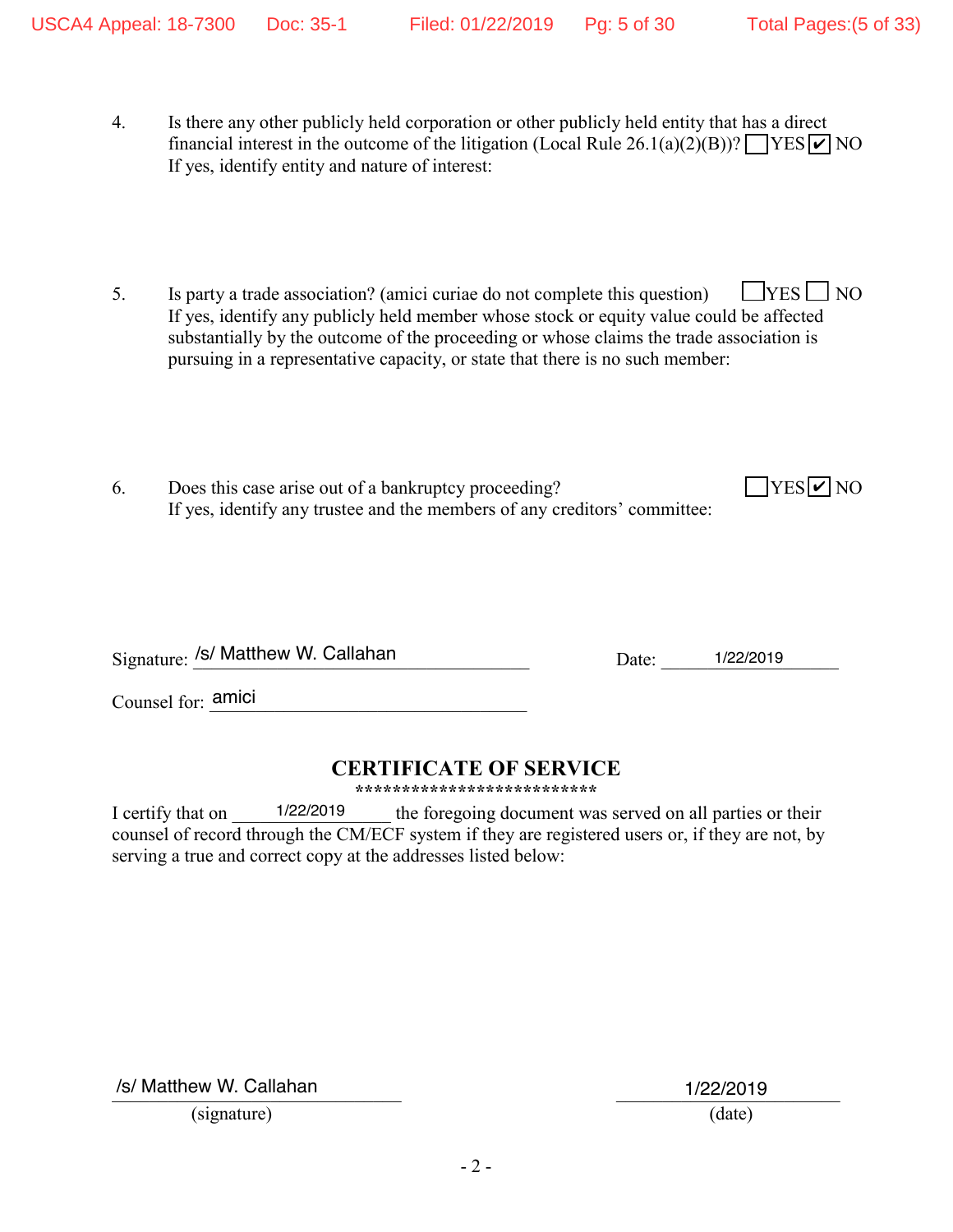4. Is there any other publicly held corporation or other publicly held entity that has a direct financial interest in the outcome of the litigation (Local Rule 26.1(a)(2)(B))? ☐ YES ☑ NO
   If yes, identify entity and nature of interest:

5. Is party a trade association? (amici curiae do not complete this question) ☐ YES ☐ NO
   If yes, identify any publicly held member whose stock or equity value could be affected substantially by the outcome of the proceeding or whose claims the trade association is pursuing in a representative capacity, or state that there is no such member:

6. Does this case arise out of a bankruptcy proceeding? ☐ YES ☑ NO
   If yes, identify any trustee and the members of any creditors' committee:

Signature: /s/ Matthew W. Callahan        Date: 1/22/2019

Counsel for: amici

## CERTIFICATE OF SERVICE

**************************

I certify that on 1/22/2019 the foregoing document was served on all parties or their counsel of record through the CM/ECF system if they are registered users or, if they are not, by serving a true and correct copy at the addresses listed below:

/s/ Matthew W. Callahan        1/22/2019
(signature)        (date)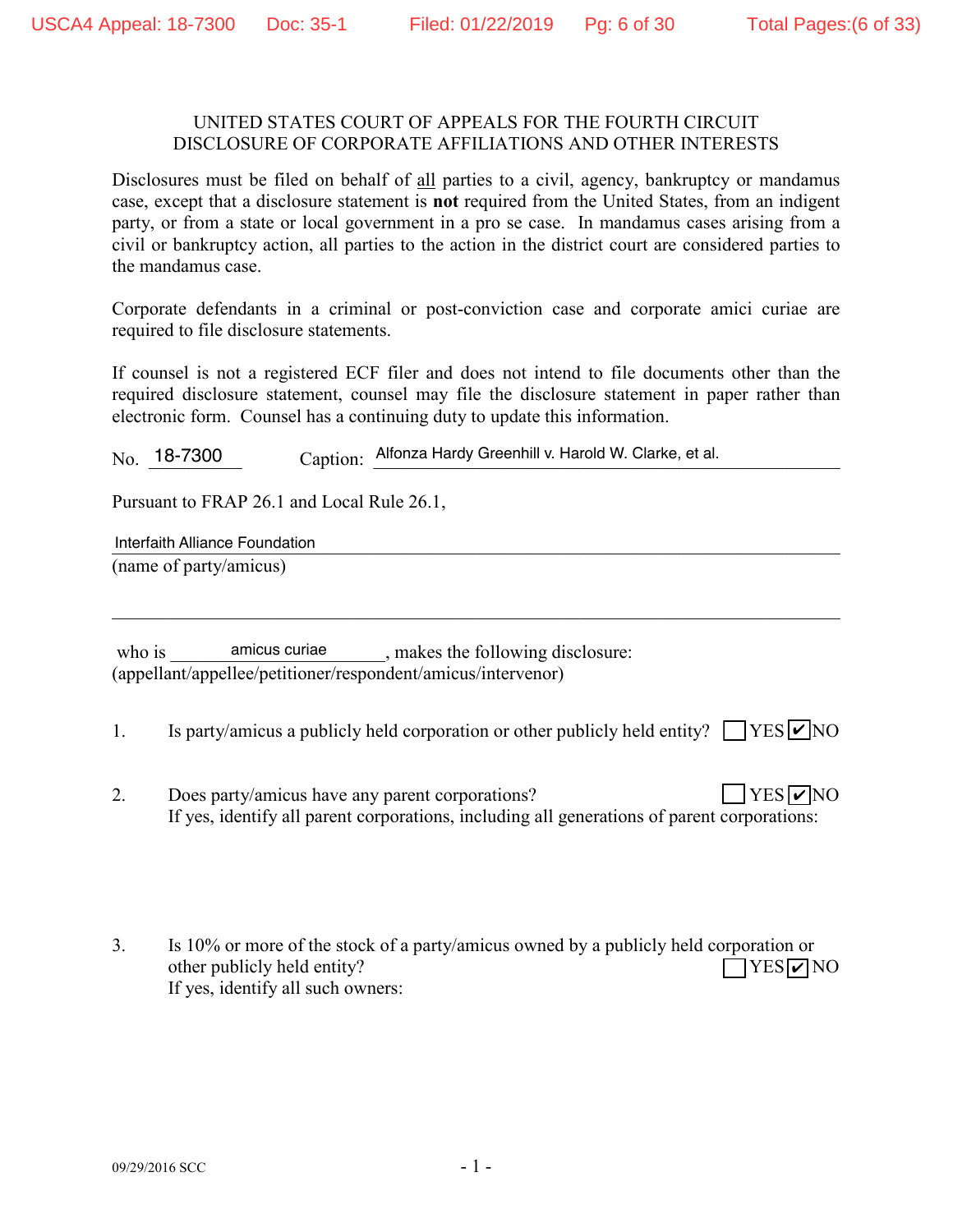UNITED STATES COURT OF APPEALS FOR THE FOURTH CIRCUIT
DISCLOSURE OF CORPORATE AFFILIATIONS AND OTHER INTERESTS

Disclosures must be filed on behalf of all parties to a civil, agency, bankruptcy or mandamus case, except that a disclosure statement is **not** required from the United States, from an indigent party, or from a state or local government in a pro se case. In mandamus cases arising from a civil or bankruptcy action, all parties to the action in the district court are considered parties to the mandamus case.

Corporate defendants in a criminal or post-conviction case and corporate amici curiae are required to file disclosure statements.

If counsel is not a registered ECF filer and does not intend to file documents other than the required disclosure statement, counsel may file the disclosure statement in paper rather than electronic form. Counsel has a continuing duty to update this information.

No. 18-7300 Caption: Alfonza Hardy Greenhill v. Harold W. Clarke, et al.

Pursuant to FRAP 26.1 and Local Rule 26.1,

Interfaith Alliance Foundation
(name of party/amicus)

who is amicus curiae, makes the following disclosure:
(appellant/appellee/petitioner/respondent/amicus/intervenor)

1. Is party/amicus a publicly held corporation or other publicly held entity? ☐ YES ☑ NO

2. Does party/amicus have any parent corporations? ☐ YES ☑ NO
If yes, identify all parent corporations, including all generations of parent corporations:

3. Is 10% or more of the stock of a party/amicus owned by a publicly held corporation or other publicly held entity? ☐ YES ☑ NO
If yes, identify all such owners:

09/29/2016 SCC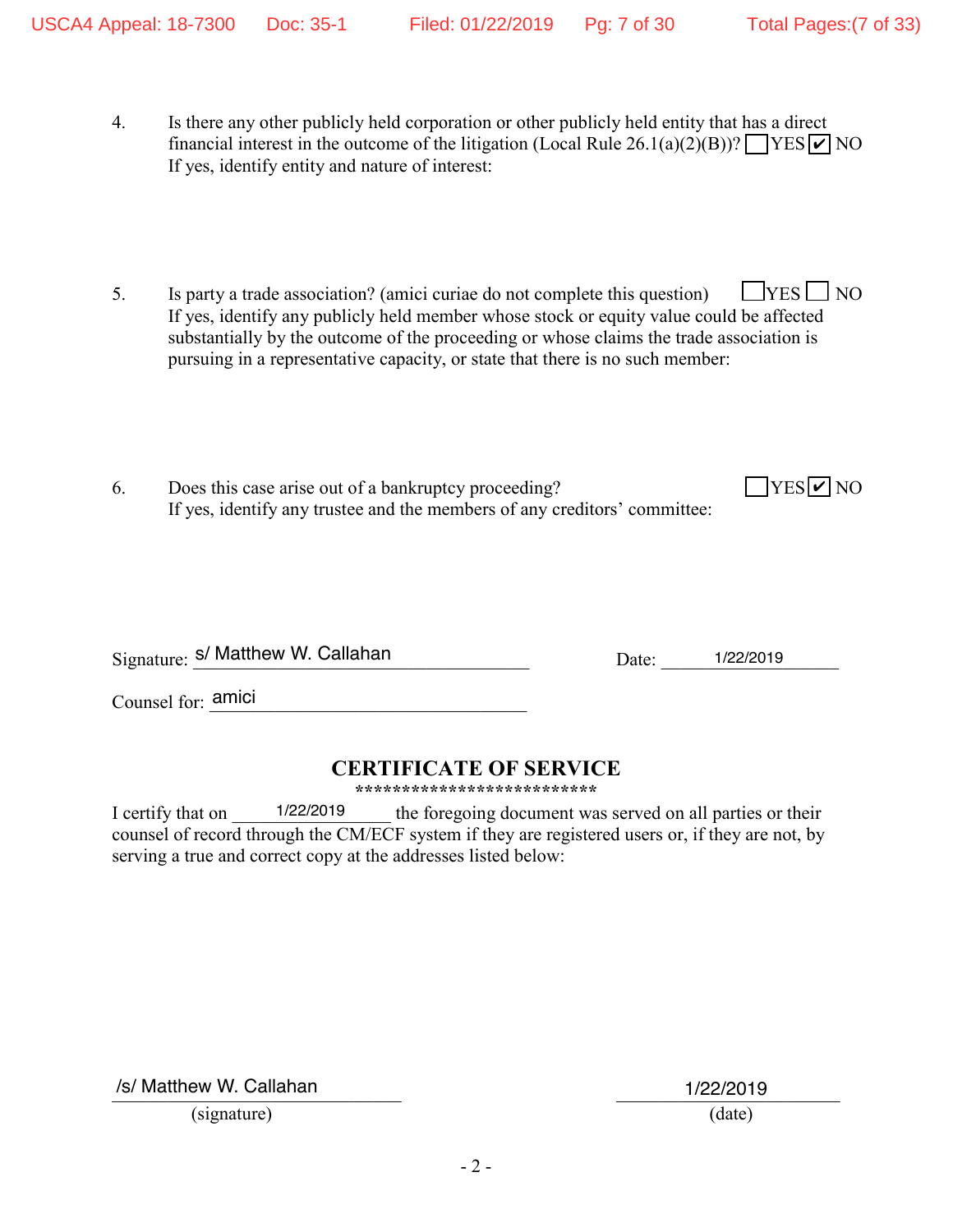4. Is there any other publicly held corporation or other publicly held entity that has a direct financial interest in the outcome of the litigation (Local Rule 26.1(a)(2)(B))? ☐ YES ☑ NO
If yes, identify entity and nature of interest:

5. Is party a trade association? (amici curiae do not complete this question) ☐ YES ☐ NO
If yes, identify any publicly held member whose stock or equity value could be affected substantially by the outcome of the proceeding or whose claims the trade association is pursuing in a representative capacity, or state that there is no such member:

6. Does this case arise out of a bankruptcy proceeding? ☐ YES ☑ NO
If yes, identify any trustee and the members of any creditors' committee:

Signature: s/ Matthew W. Callahan Date: 1/22/2019

Counsel for: amici

## CERTIFICATE OF SERVICE

**************************

I certify that on 1/22/2019 the foregoing document was served on all parties or their counsel of record through the CM/ECF system if they are registered users or, if they are not, by serving a true and correct copy at the addresses listed below:

/s/ Matthew W. Callahan (signature) 1/22/2019 (date)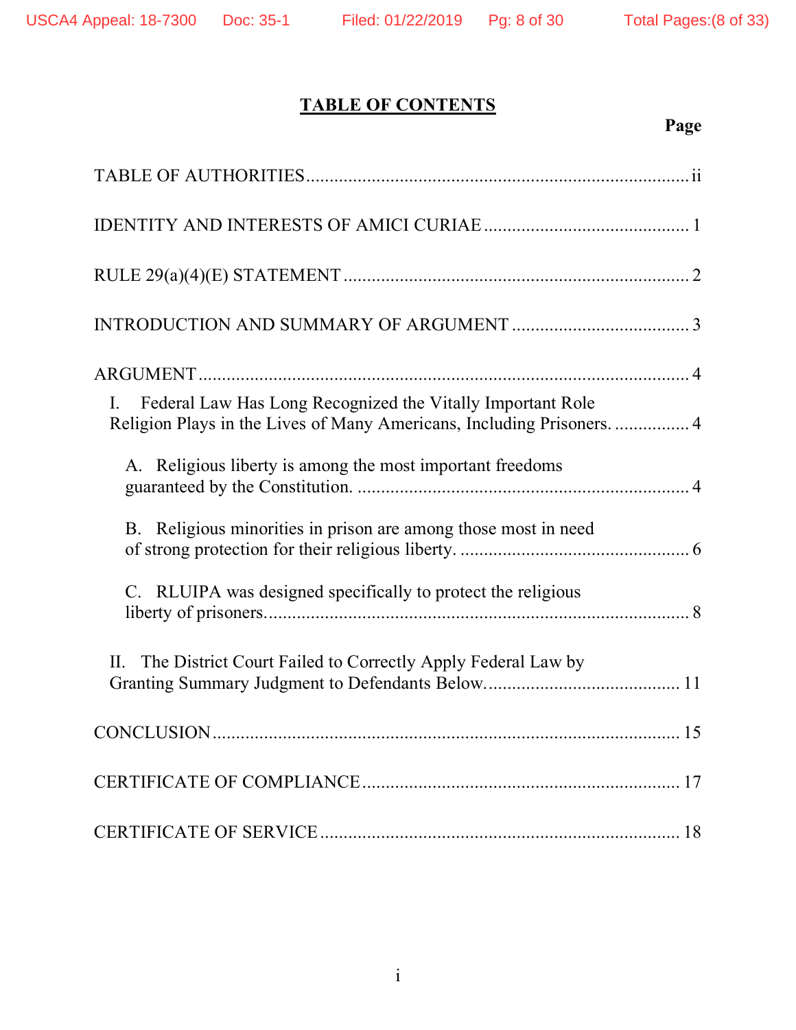# TABLE OF CONTENTS

| | Page |
|---|---|
| TABLE OF AUTHORITIES | ii |
| IDENTITY AND INTERESTS OF AMICI CURIAE | 1 |
| RULE 29(a)(4)(E) STATEMENT | 2 |
| INTRODUCTION AND SUMMARY OF ARGUMENT | 3 |
| ARGUMENT | 4 |
| I. Federal Law Has Long Recognized the Vitally Important Role Religion Plays in the Lives of Many Americans, Including Prisoners. | 4 |
| A. Religious liberty is among the most important freedoms guaranteed by the Constitution. | 4 |
| B. Religious minorities in prison are among those most in need of strong protection for their religious liberty. | 6 |
| C. RLUIPA was designed specifically to protect the religious liberty of prisoners. | 8 |
| II. The District Court Failed to Correctly Apply Federal Law by Granting Summary Judgment to Defendants Below. | 11 |
| CONCLUSION | 15 |
| CERTIFICATE OF COMPLIANCE | 17 |
| CERTIFICATE OF SERVICE | 18 |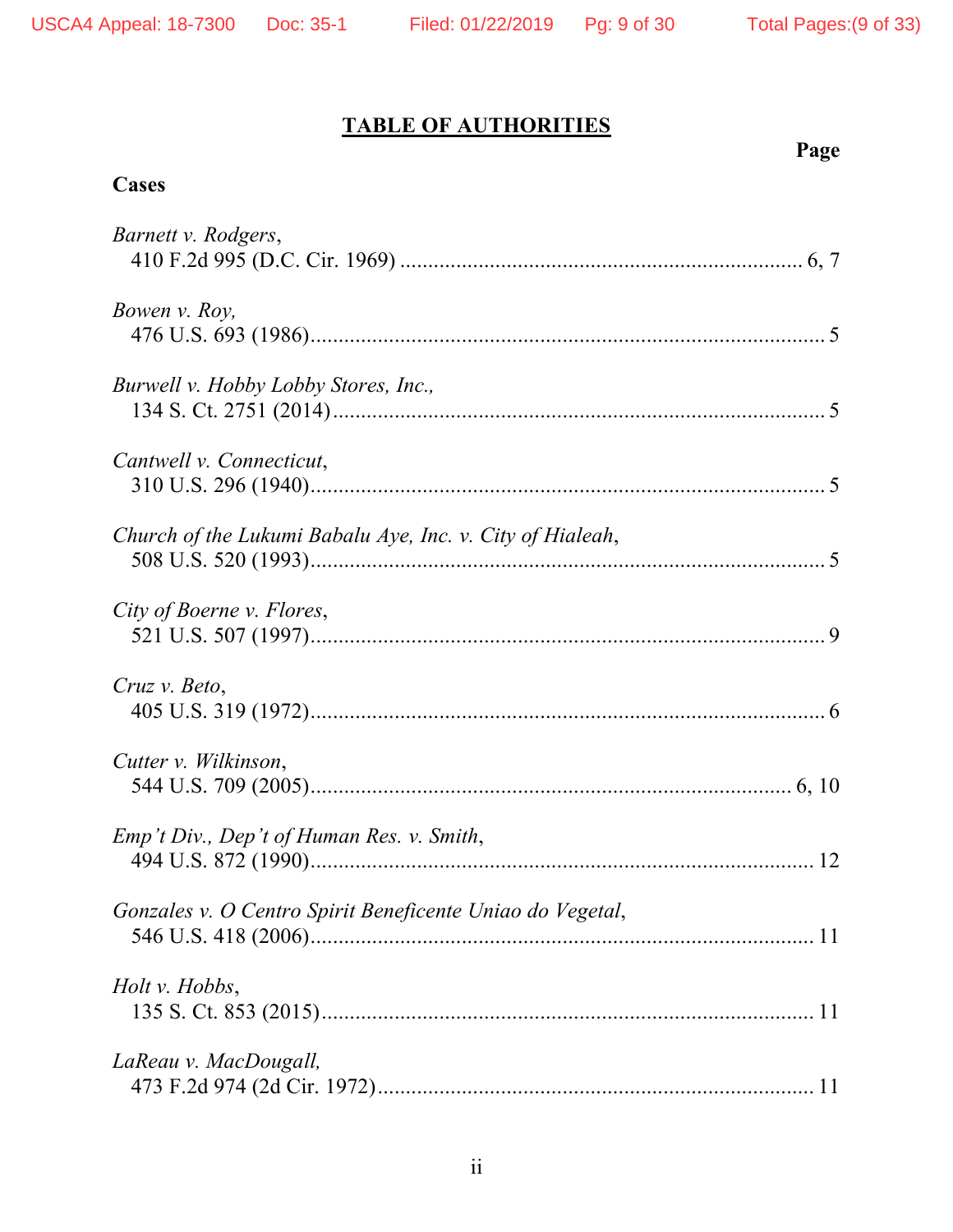# TABLE OF AUTHORITIES

**Page**

**Cases**

*Barnett v. Rodgers*,
410 F.2d 995 (D.C. Cir. 1969) ........................................................................ 6, 7

*Bowen v. Roy,*
476 U.S. 693 (1986)............................................................................................ 5

*Burwell v. Hobby Lobby Stores, Inc.,*
134 S. Ct. 2751 (2014)......................................................................................... 5

*Cantwell v. Connecticut*,
310 U.S. 296 (1940)............................................................................................ 5

*Church of the Lukumi Babalu Aye, Inc. v. City of Hialeah*,
508 U.S. 520 (1993)............................................................................................ 5

*City of Boerne v. Flores*,
521 U.S. 507 (1997)............................................................................................ 9

*Cruz v. Beto*,
405 U.S. 319 (1972)............................................................................................ 6

*Cutter v. Wilkinson*,
544 U.S. 709 (2005)...................................................................................... 6, 10

*Emp't Div., Dep't of Human Res. v. Smith*,
494 U.S. 872 (1990).......................................................................................... 12

*Gonzales v. O Centro Spirit Beneficente Uniao do Vegetal*,
546 U.S. 418 (2006).......................................................................................... 11

*Holt v. Hobbs*,
135 S. Ct. 853 (2015)........................................................................................ 11

*LaReau v. MacDougall,*
473 F.2d 974 (2d Cir. 1972).............................................................................. 11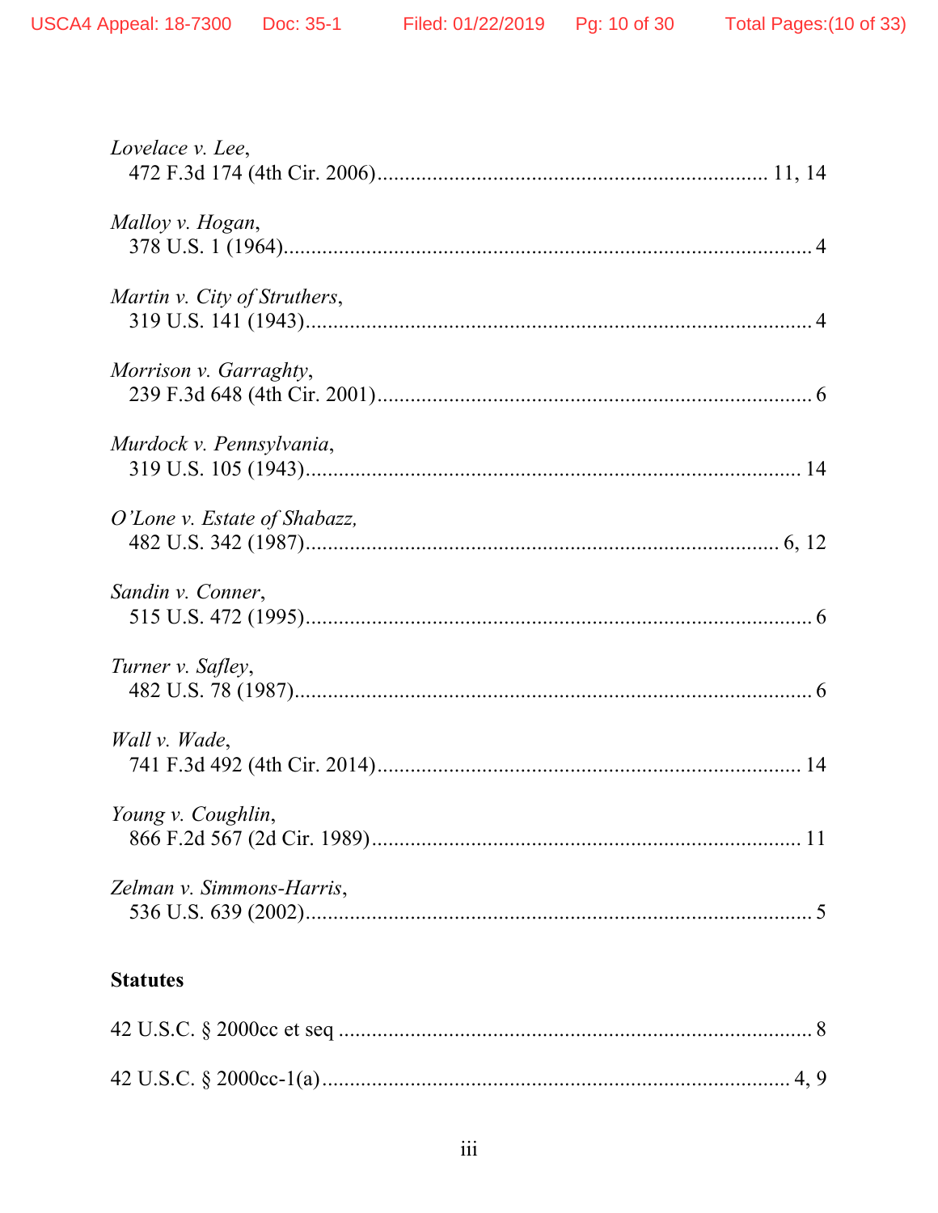*Lovelace v. Lee*,
472 F.3d 174 (4th Cir. 2006)....................................................................... 11, 14

*Malloy v. Hogan*,
378 U.S. 1 (1964)................................................................................................ 4

*Martin v. City of Struthers*,
319 U.S. 141 (1943)............................................................................................ 4

*Morrison v. Garraghty*,
239 F.3d 648 (4th Cir. 2001).............................................................................. 6

*Murdock v. Pennsylvania*,
319 U.S. 105 (1943).......................................................................................... 14

*O'Lone v. Estate of Shabazz,*
482 U.S. 342 (1987)....................................................................................... 6, 12

*Sandin v. Conner*,
515 U.S. 472 (1995)............................................................................................ 6

*Turner v. Safley*,
482 U.S. 78 (1987).............................................................................................. 6

*Wall v. Wade*,
741 F.3d 492 (4th Cir. 2014)............................................................................ 14

*Young v. Coughlin*,
866 F.2d 567 (2d Cir. 1989).............................................................................. 11

*Zelman v. Simmons-Harris*,
536 U.S. 639 (2002)............................................................................................ 5

**Statutes**

42 U.S.C. § 2000cc et seq ...................................................................................... 8

42 U.S.C. § 2000cc-1(a)...................................................................................... 4, 9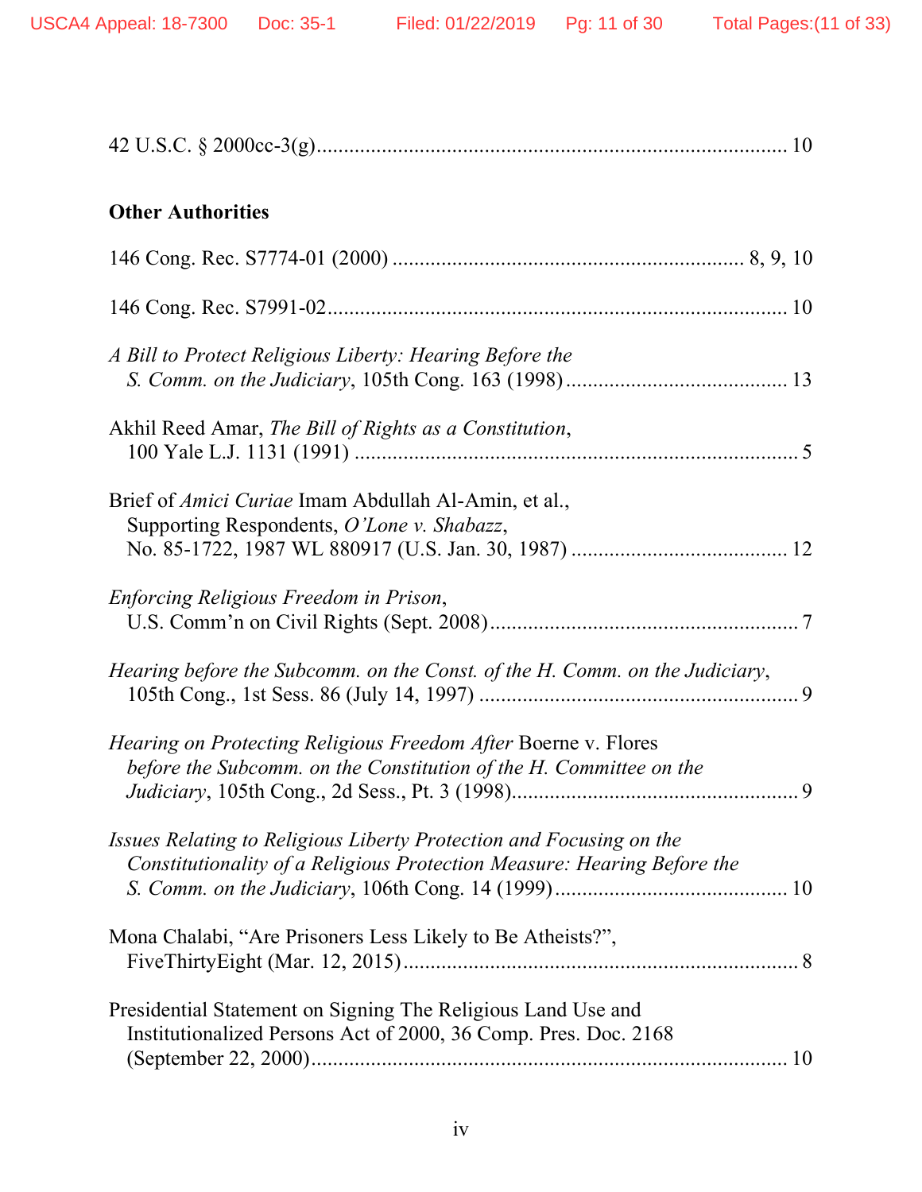42 U.S.C. § 2000cc-3(g)...................................................................................... 10

**Other Authorities**

146 Cong. Rec. S7774-01 (2000) ................................................................ 8, 9, 10

146 Cong. Rec. S7991-02.................................................................................... 10

*A Bill to Protect Religious Liberty: Hearing Before the S. Comm. on the Judiciary*, 105th Cong. 163 (1998)......................................... 13

Akhil Reed Amar, *The Bill of Rights as a Constitution*, 100 Yale L.J. 1131 (1991) .................................................................................. 5

Brief of *Amici Curiae* Imam Abdullah Al-Amin, et al., Supporting Respondents, *O'Lone v. Shabazz*, No. 85-1722, 1987 WL 880917 (U.S. Jan. 30, 1987) ........................................ 12

*Enforcing Religious Freedom in Prison*, U.S. Comm'n on Civil Rights (Sept. 2008)......................................................... 7

*Hearing before the Subcomm. on the Const. of the H. Comm. on the Judiciary*, 105th Cong., 1st Sess. 86 (July 14, 1997) ........................................................... 9

*Hearing on Protecting Religious Freedom After* Boerne v. Flores *before the Subcomm. on the Constitution of the H. Committee on the Judiciary*, 105th Cong., 2d Sess., Pt. 3 (1998)..................................................... 9

*Issues Relating to Religious Liberty Protection and Focusing on the Constitutionality of a Religious Protection Measure: Hearing Before the S. Comm. on the Judiciary*, 106th Cong. 14 (1999)........................................... 10

Mona Chalabi, "Are Prisoners Less Likely to Be Atheists?", FiveThirtyEight (Mar. 12, 2015)......................................................................... 8

Presidential Statement on Signing The Religious Land Use and Institutionalized Persons Act of 2000, 36 Comp. Pres. Doc. 2168 (September 22, 2000)........................................................................................ 10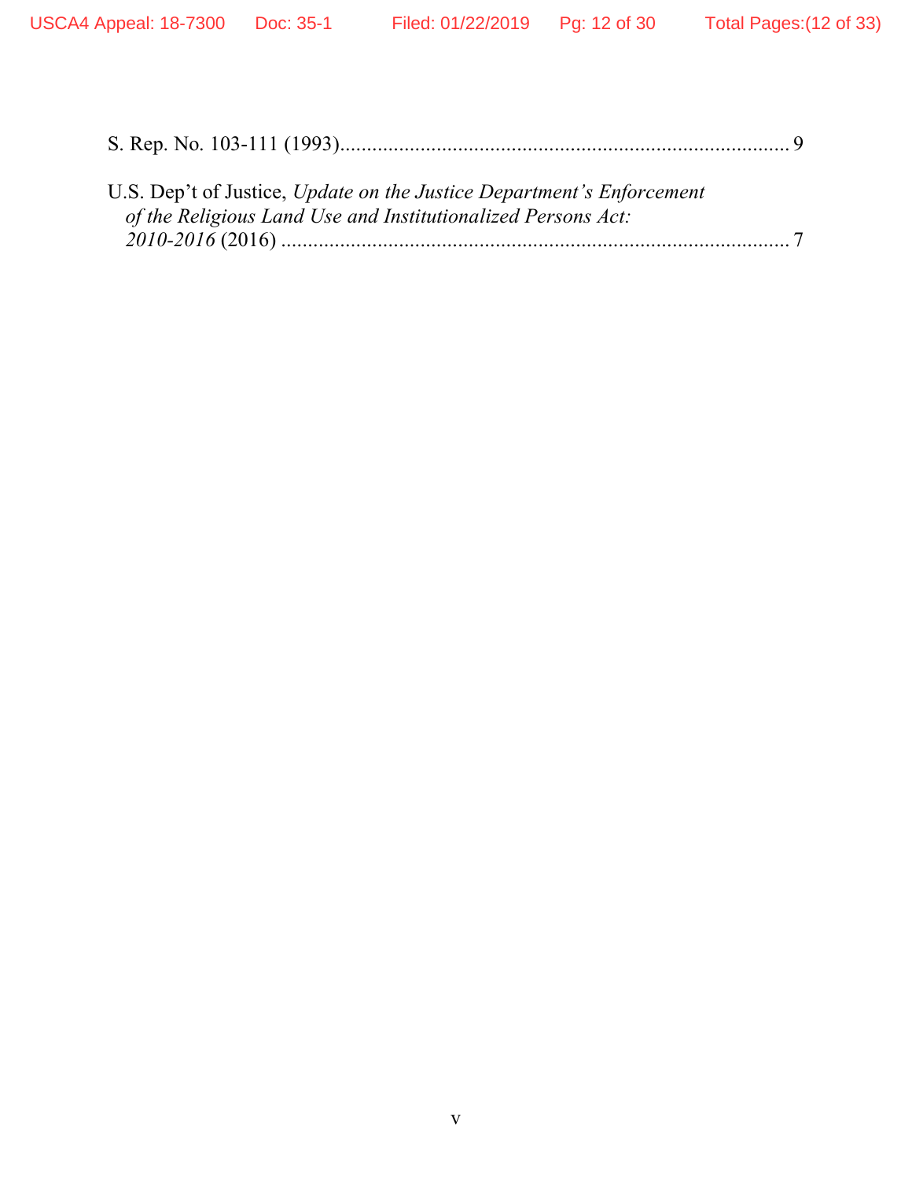S. Rep. No. 103-111 (1993)........................................................................................ 9

U.S. Dep't of Justice, *Update on the Justice Department's Enforcement of the Religious Land Use and Institutionalized Persons Act: 2010-2016* (2016) ................................................................................................ 7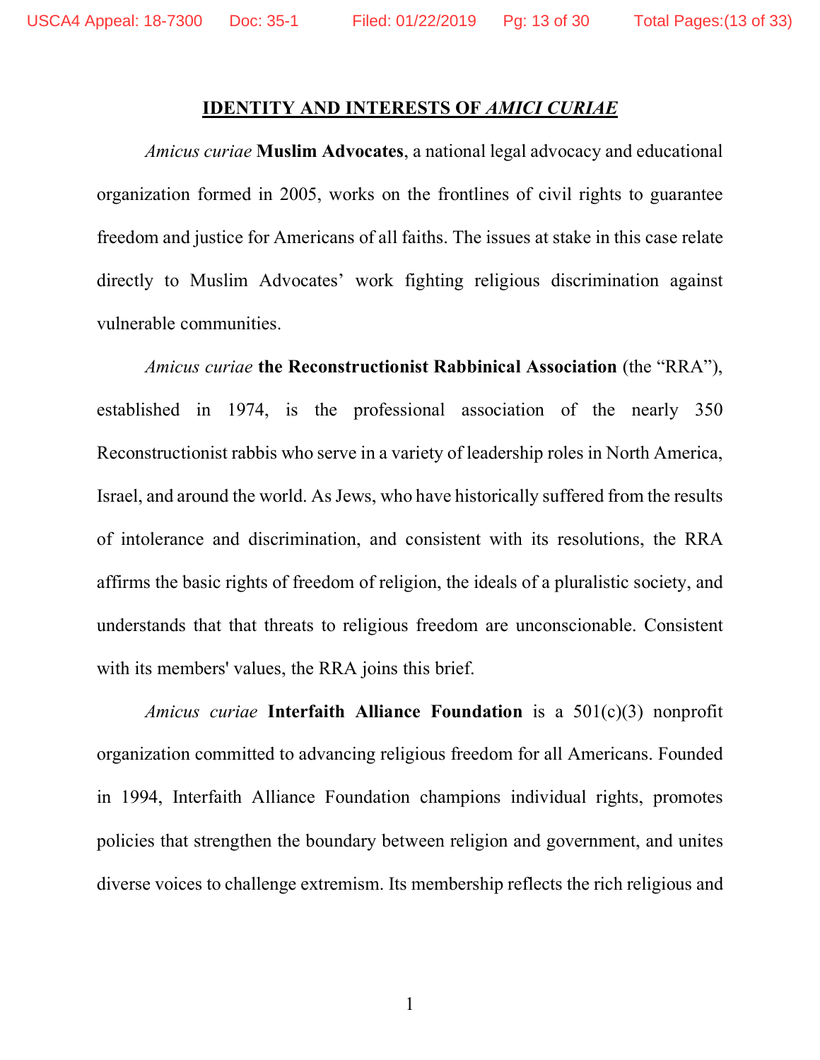## IDENTITY AND INTERESTS OF *AMICI CURIAE*

*Amicus curiae* **Muslim Advocates**, a national legal advocacy and educational organization formed in 2005, works on the frontlines of civil rights to guarantee freedom and justice for Americans of all faiths. The issues at stake in this case relate directly to Muslim Advocates' work fighting religious discrimination against vulnerable communities.

*Amicus curiae* **the Reconstructionist Rabbinical Association** (the "RRA"), established in 1974, is the professional association of the nearly 350 Reconstructionist rabbis who serve in a variety of leadership roles in North America, Israel, and around the world. As Jews, who have historically suffered from the results of intolerance and discrimination, and consistent with its resolutions, the RRA affirms the basic rights of freedom of religion, the ideals of a pluralistic society, and understands that that threats to religious freedom are unconscionable. Consistent with its members' values, the RRA joins this brief.

*Amicus curiae* **Interfaith Alliance Foundation** is a 501(c)(3) nonprofit organization committed to advancing religious freedom for all Americans. Founded in 1994, Interfaith Alliance Foundation champions individual rights, promotes policies that strengthen the boundary between religion and government, and unites diverse voices to challenge extremism. Its membership reflects the rich religious and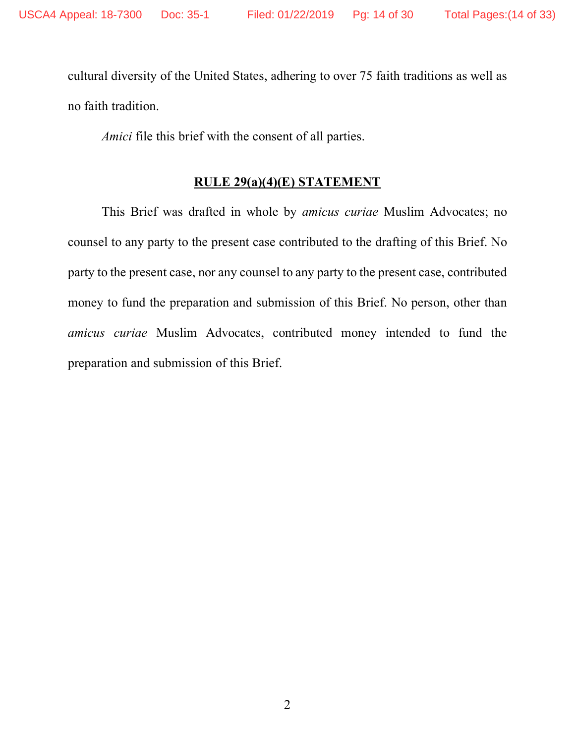cultural diversity of the United States, adhering to over 75 faith traditions as well as no faith tradition.

*Amici* file this brief with the consent of all parties.

## RULE 29(a)(4)(E) STATEMENT

This Brief was drafted in whole by *amicus curiae* Muslim Advocates; no counsel to any party to the present case contributed to the drafting of this Brief. No party to the present case, nor any counsel to any party to the present case, contributed money to fund the preparation and submission of this Brief. No person, other than *amicus curiae* Muslim Advocates, contributed money intended to fund the preparation and submission of this Brief.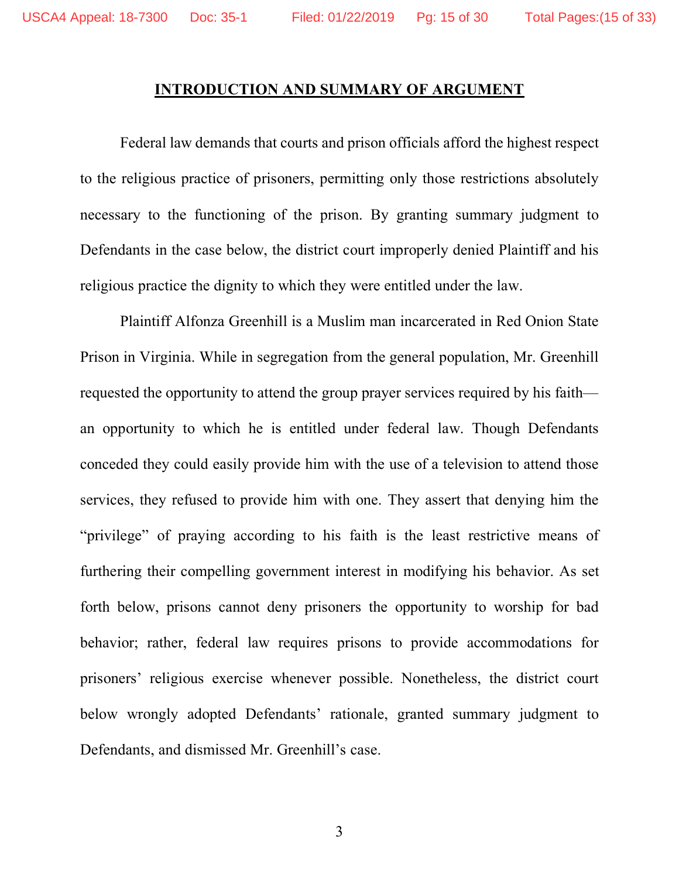## INTRODUCTION AND SUMMARY OF ARGUMENT

Federal law demands that courts and prison officials afford the highest respect to the religious practice of prisoners, permitting only those restrictions absolutely necessary to the functioning of the prison. By granting summary judgment to Defendants in the case below, the district court improperly denied Plaintiff and his religious practice the dignity to which they were entitled under the law.

Plaintiff Alfonza Greenhill is a Muslim man incarcerated in Red Onion State Prison in Virginia. While in segregation from the general population, Mr. Greenhill requested the opportunity to attend the group prayer services required by his faith—an opportunity to which he is entitled under federal law. Though Defendants conceded they could easily provide him with the use of a television to attend those services, they refused to provide him with one. They assert that denying him the "privilege" of praying according to his faith is the least restrictive means of furthering their compelling government interest in modifying his behavior. As set forth below, prisons cannot deny prisoners the opportunity to worship for bad behavior; rather, federal law requires prisons to provide accommodations for prisoners' religious exercise whenever possible. Nonetheless, the district court below wrongly adopted Defendants' rationale, granted summary judgment to Defendants, and dismissed Mr. Greenhill's case.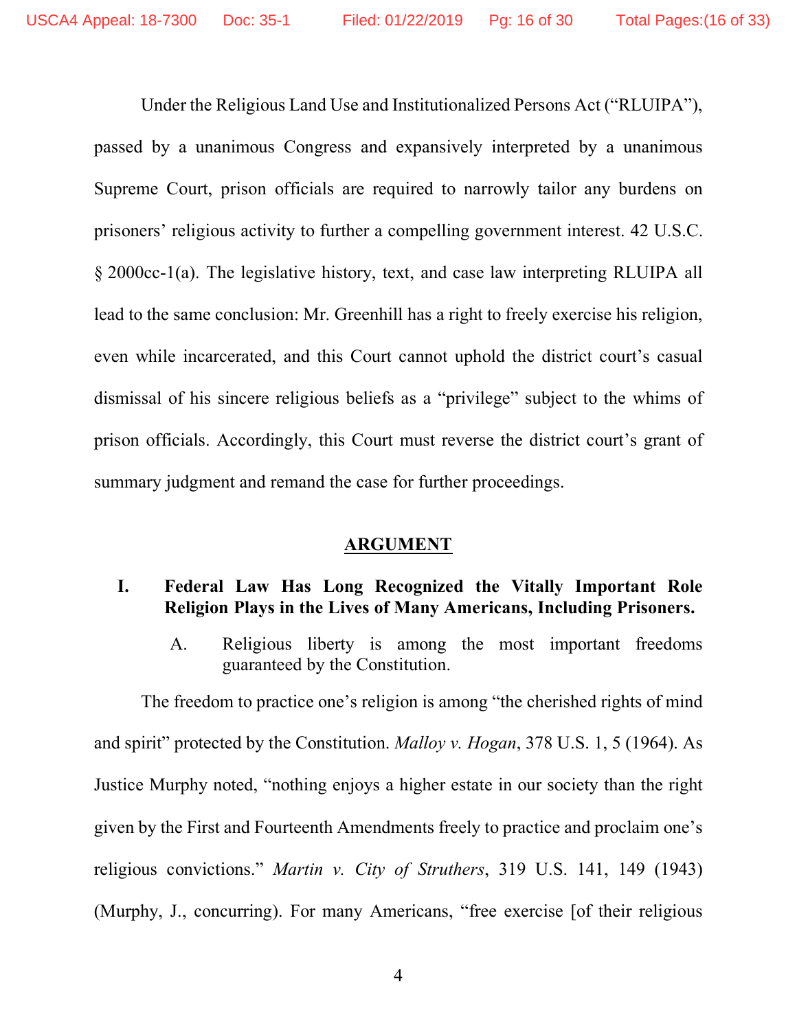Under the Religious Land Use and Institutionalized Persons Act ("RLUIPA"), passed by a unanimous Congress and expansively interpreted by a unanimous Supreme Court, prison officials are required to narrowly tailor any burdens on prisoners' religious activity to further a compelling government interest. 42 U.S.C. § 2000cc-1(a). The legislative history, text, and case law interpreting RLUIPA all lead to the same conclusion: Mr. Greenhill has a right to freely exercise his religion, even while incarcerated, and this Court cannot uphold the district court's casual dismissal of his sincere religious beliefs as a "privilege" subject to the whims of prison officials. Accordingly, this Court must reverse the district court's grant of summary judgment and remand the case for further proceedings.

## ARGUMENT

### I. Federal Law Has Long Recognized the Vitally Important Role Religion Plays in the Lives of Many Americans, Including Prisoners.

#### A. Religious liberty is among the most important freedoms guaranteed by the Constitution.

The freedom to practice one's religion is among "the cherished rights of mind and spirit" protected by the Constitution. *Malloy v. Hogan*, 378 U.S. 1, 5 (1964). As Justice Murphy noted, "nothing enjoys a higher estate in our society than the right given by the First and Fourteenth Amendments freely to practice and proclaim one's religious convictions." *Martin v. City of Struthers*, 319 U.S. 141, 149 (1943) (Murphy, J., concurring). For many Americans, "free exercise [of their religious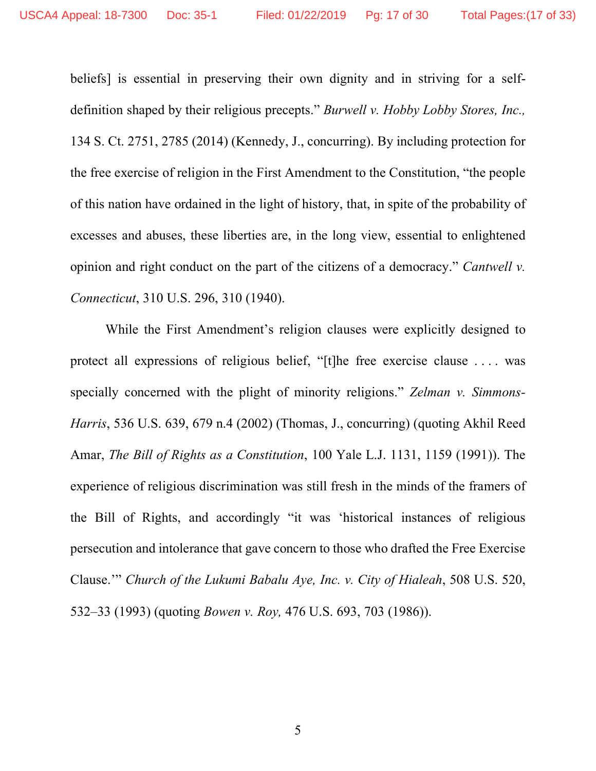beliefs] is essential in preserving their own dignity and in striving for a self-definition shaped by their religious precepts." *Burwell v. Hobby Lobby Stores, Inc.,* 134 S. Ct. 2751, 2785 (2014) (Kennedy, J., concurring). By including protection for the free exercise of religion in the First Amendment to the Constitution, "the people of this nation have ordained in the light of history, that, in spite of the probability of excesses and abuses, these liberties are, in the long view, essential to enlightened opinion and right conduct on the part of the citizens of a democracy." *Cantwell v. Connecticut*, 310 U.S. 296, 310 (1940).

While the First Amendment's religion clauses were explicitly designed to protect all expressions of religious belief, "[t]he free exercise clause . . . . was specially concerned with the plight of minority religions." *Zelman v. Simmons-Harris*, 536 U.S. 639, 679 n.4 (2002) (Thomas, J., concurring) (quoting Akhil Reed Amar, *The Bill of Rights as a Constitution*, 100 Yale L.J. 1131, 1159 (1991)). The experience of religious discrimination was still fresh in the minds of the framers of the Bill of Rights, and accordingly "it was 'historical instances of religious persecution and intolerance that gave concern to those who drafted the Free Exercise Clause.'" *Church of the Lukumi Babalu Aye, Inc. v. City of Hialeah*, 508 U.S. 520, 532–33 (1993) (quoting *Bowen v. Roy,* 476 U.S. 693, 703 (1986)).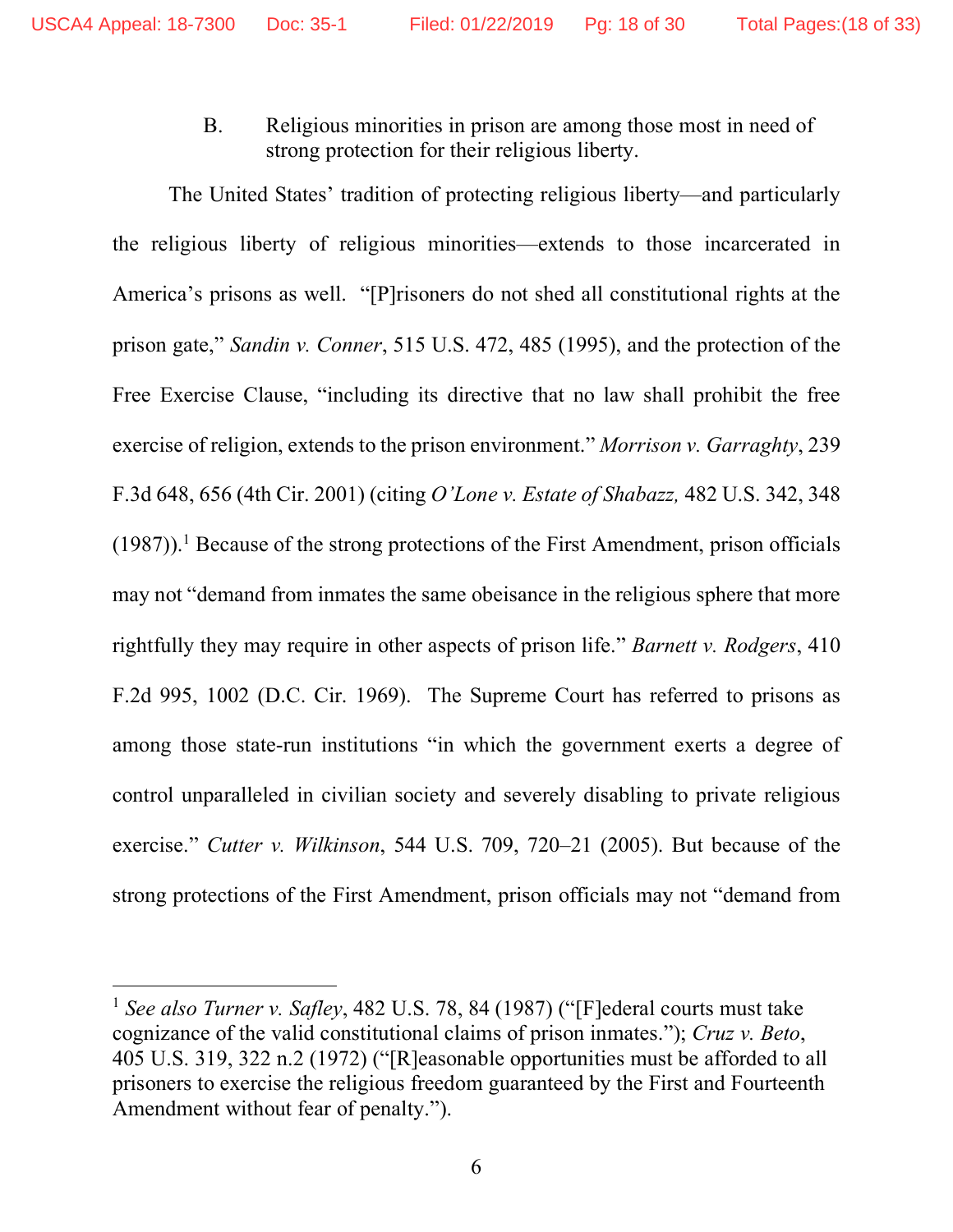### B. Religious minorities in prison are among those most in need of strong protection for their religious liberty.

The United States' tradition of protecting religious liberty—and particularly the religious liberty of religious minorities—extends to those incarcerated in America's prisons as well. "[P]risoners do not shed all constitutional rights at the prison gate," *Sandin v. Conner*, 515 U.S. 472, 485 (1995), and the protection of the Free Exercise Clause, "including its directive that no law shall prohibit the free exercise of religion, extends to the prison environment." *Morrison v. Garraghty*, 239 F.3d 648, 656 (4th Cir. 2001) (citing *O'Lone v. Estate of Shabazz,* 482 U.S. 342, 348 (1987)).[1] Because of the strong protections of the First Amendment, prison officials may not "demand from inmates the same obeisance in the religious sphere that more rightfully they may require in other aspects of prison life." *Barnett v. Rodgers*, 410 F.2d 995, 1002 (D.C. Cir. 1969). The Supreme Court has referred to prisons as among those state-run institutions "in which the government exerts a degree of control unparalleled in civilian society and severely disabling to private religious exercise." *Cutter v. Wilkinson*, 544 U.S. 709, 720–21 (2005). But because of the strong protections of the First Amendment, prison officials may not "demand from

[1] *See also Turner v. Safley*, 482 U.S. 78, 84 (1987) ("[F]ederal courts must take cognizance of the valid constitutional claims of prison inmates."); *Cruz v. Beto*, 405 U.S. 319, 322 n.2 (1972) ("[R]easonable opportunities must be afforded to all prisoners to exercise the religious freedom guaranteed by the First and Fourteenth Amendment without fear of penalty.").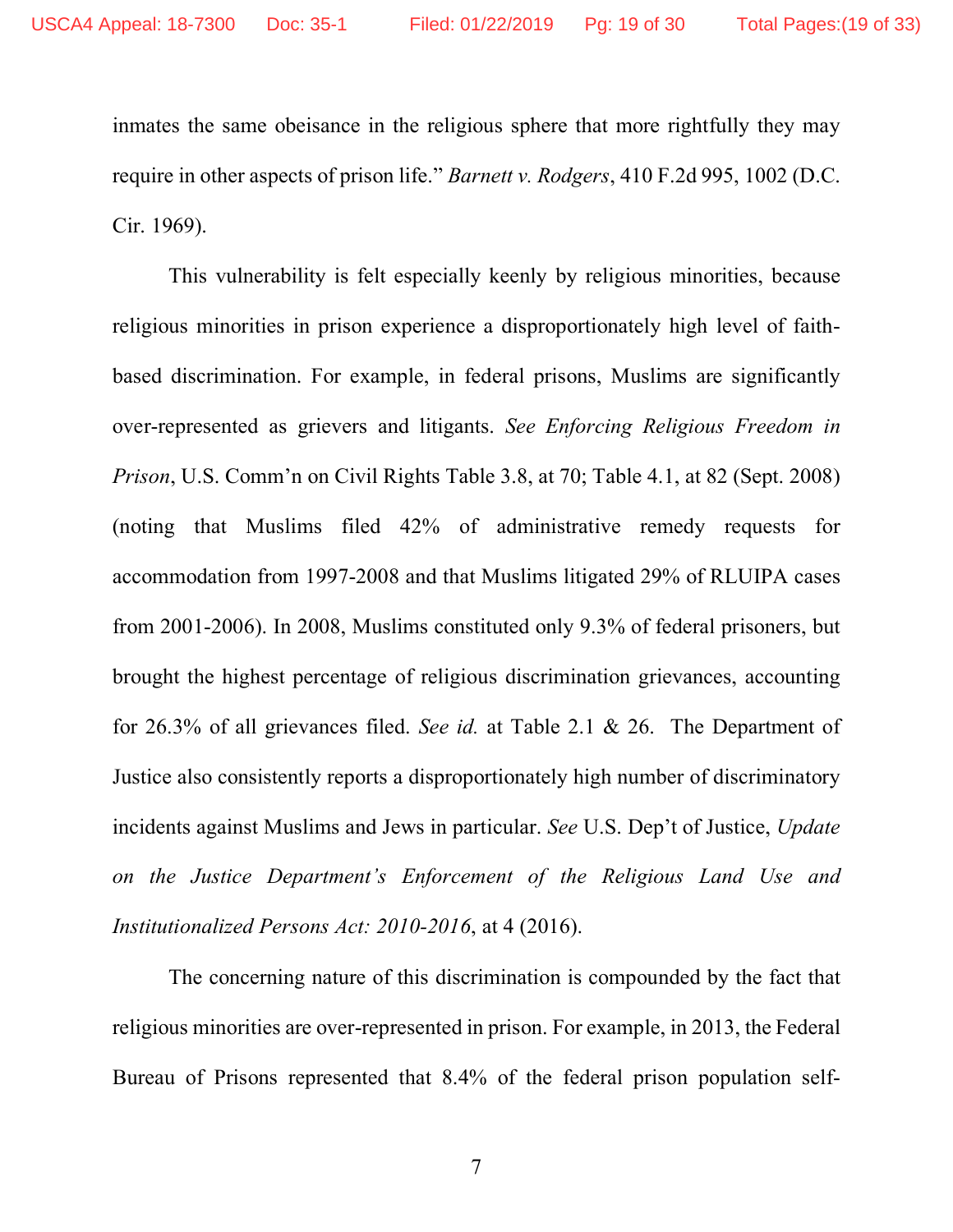inmates the same obeisance in the religious sphere that more rightfully they may require in other aspects of prison life." *Barnett v. Rodgers*, 410 F.2d 995, 1002 (D.C. Cir. 1969).

This vulnerability is felt especially keenly by religious minorities, because religious minorities in prison experience a disproportionately high level of faith-based discrimination. For example, in federal prisons, Muslims are significantly over-represented as grievers and litigants. *See Enforcing Religious Freedom in Prison*, U.S. Comm'n on Civil Rights Table 3.8, at 70; Table 4.1, at 82 (Sept. 2008) (noting that Muslims filed 42% of administrative remedy requests for accommodation from 1997-2008 and that Muslims litigated 29% of RLUIPA cases from 2001-2006). In 2008, Muslims constituted only 9.3% of federal prisoners, but brought the highest percentage of religious discrimination grievances, accounting for 26.3% of all grievances filed. *See id.* at Table 2.1 & 26. The Department of Justice also consistently reports a disproportionately high number of discriminatory incidents against Muslims and Jews in particular. *See* U.S. Dep't of Justice, *Update on the Justice Department's Enforcement of the Religious Land Use and Institutionalized Persons Act: 2010-2016*, at 4 (2016).

The concerning nature of this discrimination is compounded by the fact that religious minorities are over-represented in prison. For example, in 2013, the Federal Bureau of Prisons represented that 8.4% of the federal prison population self-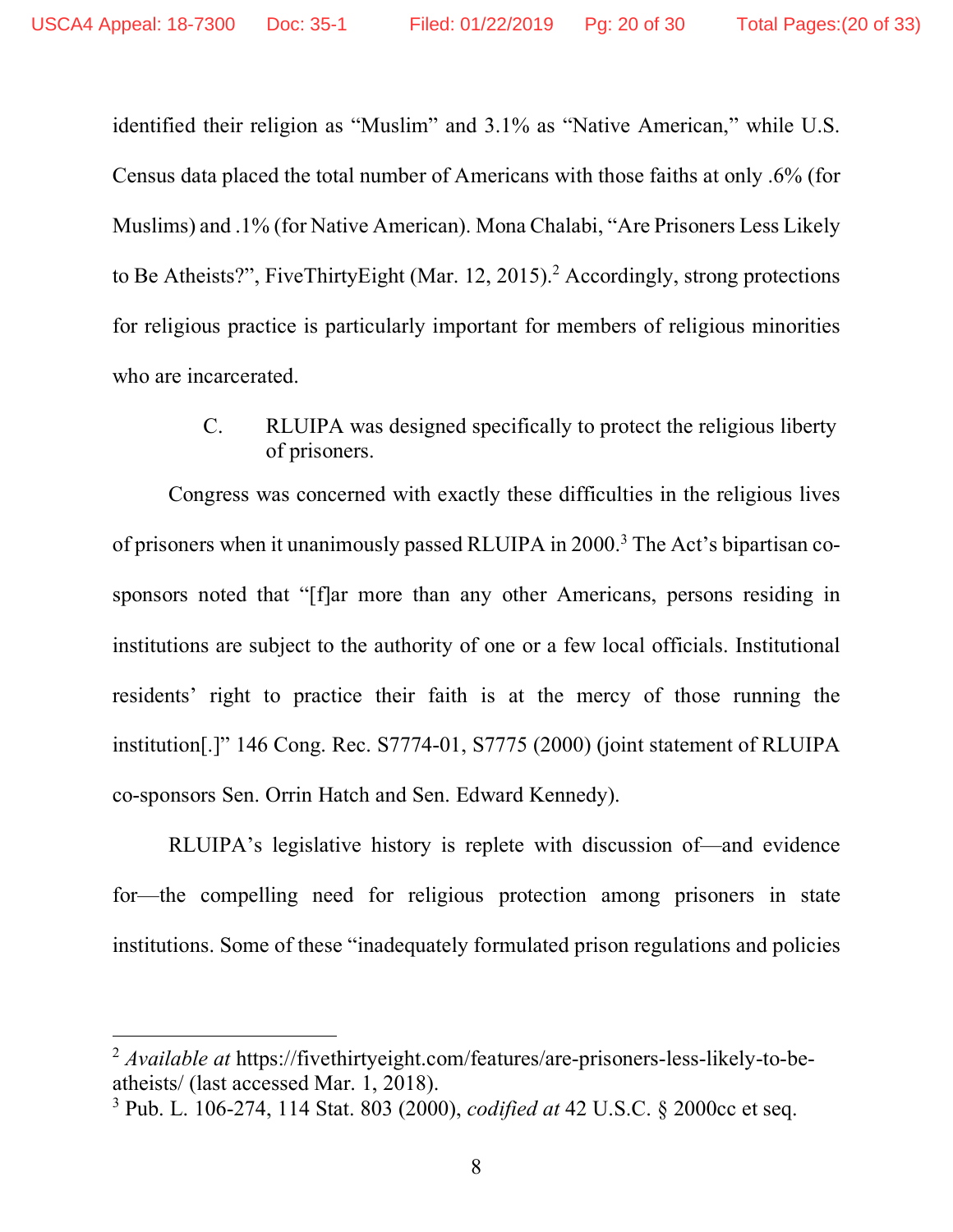identified their religion as "Muslim" and 3.1% as "Native American," while U.S. Census data placed the total number of Americans with those faiths at only .6% (for Muslims) and .1% (for Native American). Mona Chalabi, "Are Prisoners Less Likely to Be Atheists?", FiveThirtyEight (Mar. 12, 2015).[2] Accordingly, strong protections for religious practice is particularly important for members of religious minorities who are incarcerated.

### C. RLUIPA was designed specifically to protect the religious liberty of prisoners.

Congress was concerned with exactly these difficulties in the religious lives of prisoners when it unanimously passed RLUIPA in 2000.[3] The Act's bipartisan co-sponsors noted that "[f]ar more than any other Americans, persons residing in institutions are subject to the authority of one or a few local officials. Institutional residents' right to practice their faith is at the mercy of those running the institution[.]" 146 Cong. Rec. S7774-01, S7775 (2000) (joint statement of RLUIPA co-sponsors Sen. Orrin Hatch and Sen. Edward Kennedy).

RLUIPA's legislative history is replete with discussion of—and evidence for—the compelling need for religious protection among prisoners in state institutions. Some of these "inadequately formulated prison regulations and policies

---

[2] *Available at* https://fivethirtyeight.com/features/are-prisoners-less-likely-to-be-atheists/ (last accessed Mar. 1, 2018).

[3] Pub. L. 106-274, 114 Stat. 803 (2000), *codified at* 42 U.S.C. § 2000cc et seq.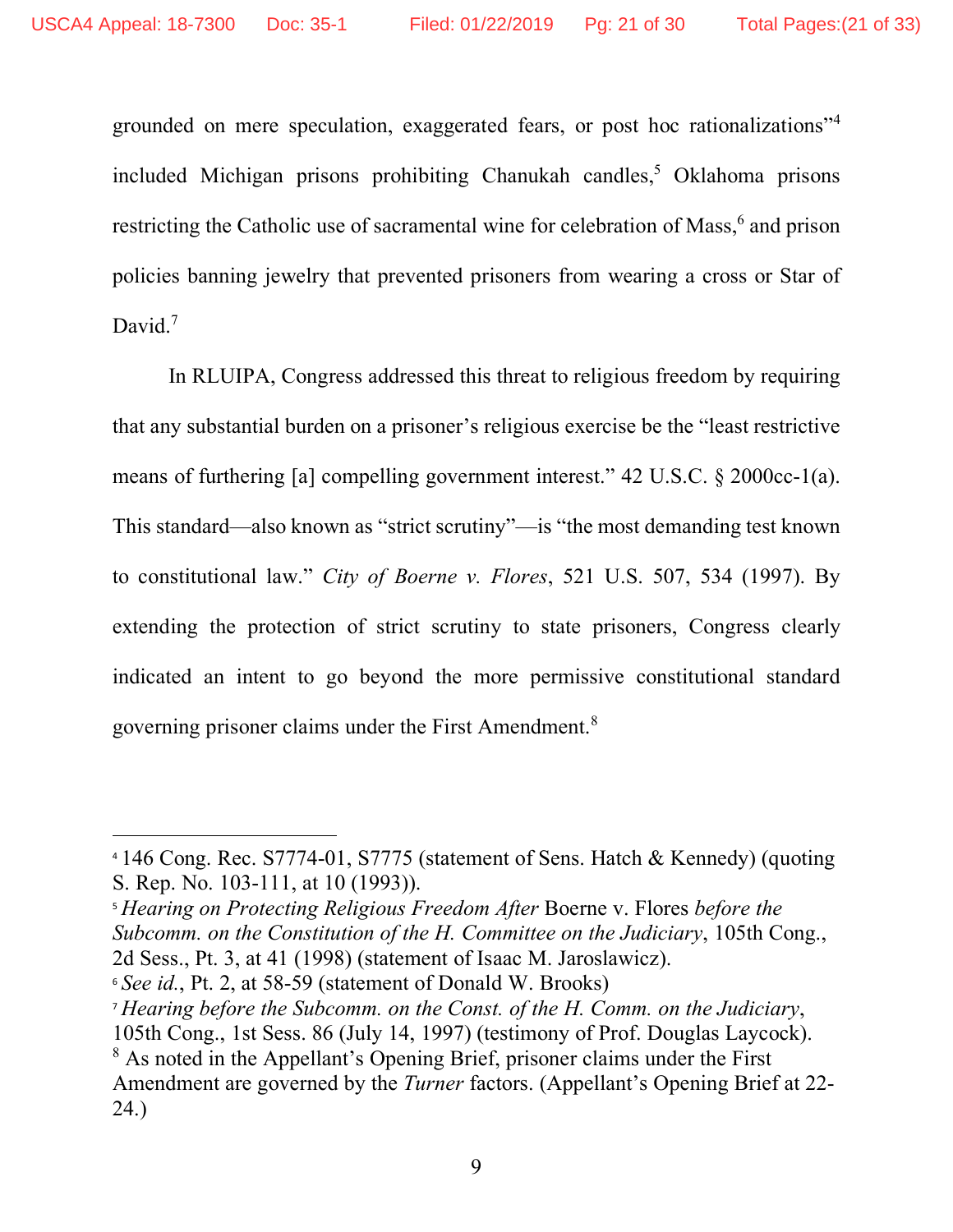grounded on mere speculation, exaggerated fears, or post hoc rationalizations"[4] included Michigan prisons prohibiting Chanukah candles,[5] Oklahoma prisons restricting the Catholic use of sacramental wine for celebration of Mass,[6] and prison policies banning jewelry that prevented prisoners from wearing a cross or Star of David.[7]

In RLUIPA, Congress addressed this threat to religious freedom by requiring that any substantial burden on a prisoner's religious exercise be the "least restrictive means of furthering [a] compelling government interest." 42 U.S.C. § 2000cc-1(a). This standard—also known as "strict scrutiny"—is "the most demanding test known to constitutional law." *City of Boerne v. Flores*, 521 U.S. 507, 534 (1997). By extending the protection of strict scrutiny to state prisoners, Congress clearly indicated an intent to go beyond the more permissive constitutional standard governing prisoner claims under the First Amendment.[8]

---

[4] 146 Cong. Rec. S7774-01, S7775 (statement of Sens. Hatch & Kennedy) (quoting S. Rep. No. 103-111, at 10 (1993)).

[5] *Hearing on Protecting Religious Freedom After* Boerne v. Flores *before the Subcomm. on the Constitution of the H. Committee on the Judiciary*, 105th Cong., 2d Sess., Pt. 3, at 41 (1998) (statement of Isaac M. Jaroslawicz).

[6] *See id.*, Pt. 2, at 58-59 (statement of Donald W. Brooks)

[7] *Hearing before the Subcomm. on the Const. of the H. Comm. on the Judiciary*, 105th Cong., 1st Sess. 86 (July 14, 1997) (testimony of Prof. Douglas Laycock).

[8] As noted in the Appellant's Opening Brief, prisoner claims under the First Amendment are governed by the *Turner* factors. (Appellant's Opening Brief at 22-24.)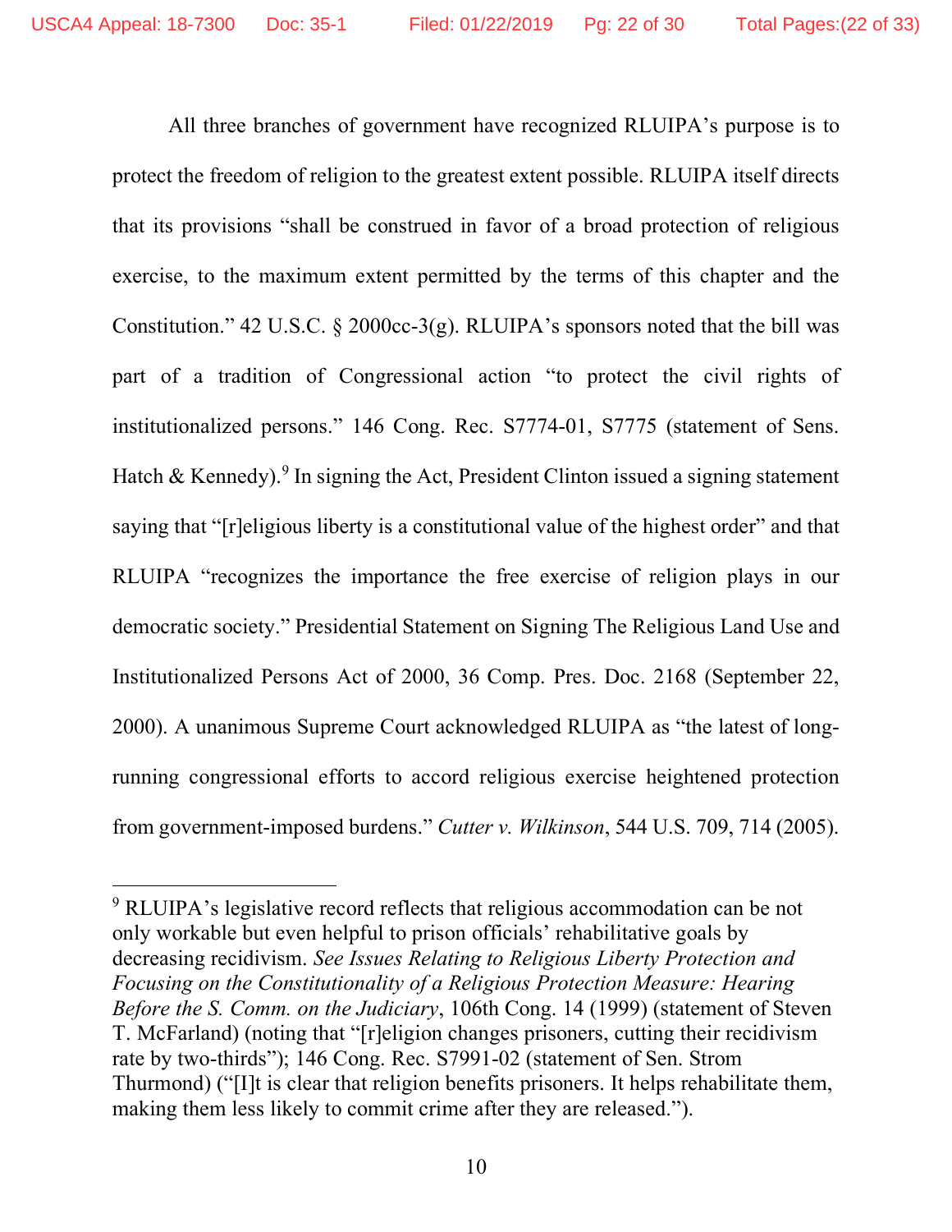All three branches of government have recognized RLUIPA's purpose is to protect the freedom of religion to the greatest extent possible. RLUIPA itself directs that its provisions "shall be construed in favor of a broad protection of religious exercise, to the maximum extent permitted by the terms of this chapter and the Constitution." 42 U.S.C. § 2000cc-3(g). RLUIPA's sponsors noted that the bill was part of a tradition of Congressional action "to protect the civil rights of institutionalized persons." 146 Cong. Rec. S7774-01, S7775 (statement of Sens. Hatch & Kennedy).[9] In signing the Act, President Clinton issued a signing statement saying that "[r]eligious liberty is a constitutional value of the highest order" and that RLUIPA "recognizes the importance the free exercise of religion plays in our democratic society." Presidential Statement on Signing The Religious Land Use and Institutionalized Persons Act of 2000, 36 Comp. Pres. Doc. 2168 (September 22, 2000). A unanimous Supreme Court acknowledged RLUIPA as "the latest of long-running congressional efforts to accord religious exercise heightened protection from government-imposed burdens." *Cutter v. Wilkinson*, 544 U.S. 709, 714 (2005).

---

[9] RLUIPA's legislative record reflects that religious accommodation can be not only workable but even helpful to prison officials' rehabilitative goals by decreasing recidivism. *See Issues Relating to Religious Liberty Protection and Focusing on the Constitutionality of a Religious Protection Measure: Hearing Before the S. Comm. on the Judiciary*, 106th Cong. 14 (1999) (statement of Steven T. McFarland) (noting that "[r]eligion changes prisoners, cutting their recidivism rate by two-thirds"); 146 Cong. Rec. S7991-02 (statement of Sen. Strom Thurmond) ("[I]t is clear that religion benefits prisoners. It helps rehabilitate them, making them less likely to commit crime after they are released.").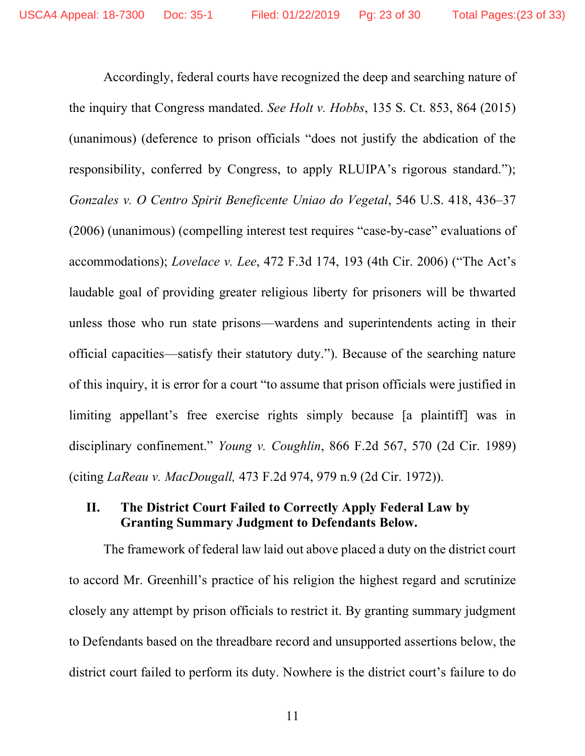Accordingly, federal courts have recognized the deep and searching nature of the inquiry that Congress mandated. *See Holt v. Hobbs*, 135 S. Ct. 853, 864 (2015) (unanimous) (deference to prison officials "does not justify the abdication of the responsibility, conferred by Congress, to apply RLUIPA's rigorous standard."); *Gonzales v. O Centro Spirit Beneficente Uniao do Vegetal*, 546 U.S. 418, 436–37 (2006) (unanimous) (compelling interest test requires "case-by-case" evaluations of accommodations); *Lovelace v. Lee*, 472 F.3d 174, 193 (4th Cir. 2006) ("The Act's laudable goal of providing greater religious liberty for prisoners will be thwarted unless those who run state prisons—wardens and superintendents acting in their official capacities—satisfy their statutory duty."). Because of the searching nature of this inquiry, it is error for a court "to assume that prison officials were justified in limiting appellant's free exercise rights simply because [a plaintiff] was in disciplinary confinement." *Young v. Coughlin*, 866 F.2d 567, 570 (2d Cir. 1989) (citing *LaReau v. MacDougall,* 473 F.2d 974, 979 n.9 (2d Cir. 1972)).

## II. The District Court Failed to Correctly Apply Federal Law by Granting Summary Judgment to Defendants Below.

The framework of federal law laid out above placed a duty on the district court to accord Mr. Greenhill's practice of his religion the highest regard and scrutinize closely any attempt by prison officials to restrict it. By granting summary judgment to Defendants based on the threadbare record and unsupported assertions below, the district court failed to perform its duty. Nowhere is the district court's failure to do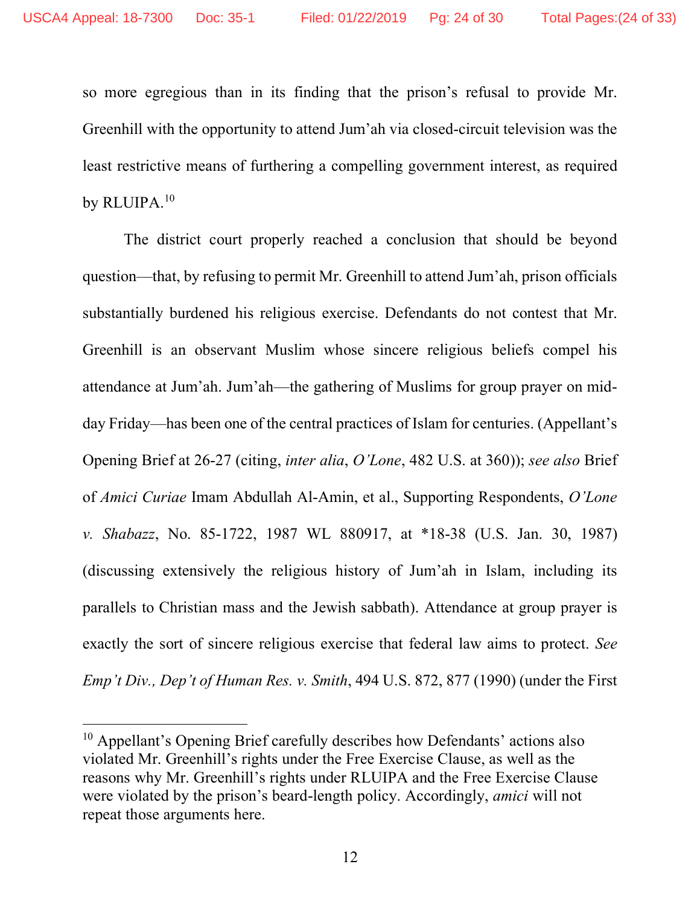so more egregious than in its finding that the prison's refusal to provide Mr. Greenhill with the opportunity to attend Jum'ah via closed-circuit television was the least restrictive means of furthering a compelling government interest, as required by RLUIPA.[10]

The district court properly reached a conclusion that should be beyond question—that, by refusing to permit Mr. Greenhill to attend Jum'ah, prison officials substantially burdened his religious exercise. Defendants do not contest that Mr. Greenhill is an observant Muslim whose sincere religious beliefs compel his attendance at Jum'ah. Jum'ah—the gathering of Muslims for group prayer on mid-day Friday—has been one of the central practices of Islam for centuries. (Appellant's Opening Brief at 26-27 (citing, *inter alia*, *O'Lone*, 482 U.S. at 360)); *see also* Brief of *Amici Curiae* Imam Abdullah Al-Amin, et al., Supporting Respondents, *O'Lone v. Shabazz*, No. 85-1722, 1987 WL 880917, at *18-38 (U.S. Jan. 30, 1987) (discussing extensively the religious history of Jum'ah in Islam, including its parallels to Christian mass and the Jewish sabbath). Attendance at group prayer is exactly the sort of sincere religious exercise that federal law aims to protect. *See Emp't Div., Dep't of Human Res. v. Smith*, 494 U.S. 872, 877 (1990) (under the First

---

[10] Appellant's Opening Brief carefully describes how Defendants' actions also violated Mr. Greenhill's rights under the Free Exercise Clause, as well as the reasons why Mr. Greenhill's rights under RLUIPA and the Free Exercise Clause were violated by the prison's beard-length policy. Accordingly, *amici* will not repeat those arguments here.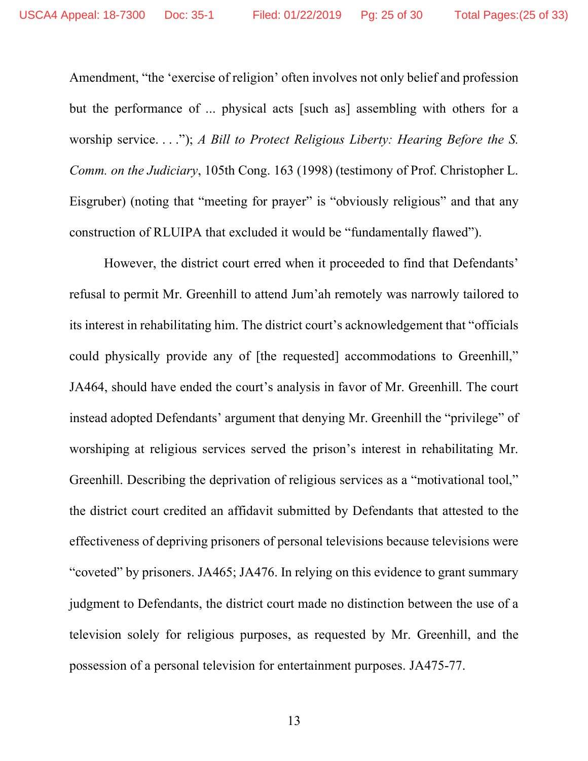Amendment, "the 'exercise of religion' often involves not only belief and profession but the performance of ... physical acts [such as] assembling with others for a worship service. . . ."); *A Bill to Protect Religious Liberty: Hearing Before the S. Comm. on the Judiciary*, 105th Cong. 163 (1998) (testimony of Prof. Christopher L. Eisgruber) (noting that "meeting for prayer" is "obviously religious" and that any construction of RLUIPA that excluded it would be "fundamentally flawed").

However, the district court erred when it proceeded to find that Defendants' refusal to permit Mr. Greenhill to attend Jum'ah remotely was narrowly tailored to its interest in rehabilitating him. The district court's acknowledgement that "officials could physically provide any of [the requested] accommodations to Greenhill," JA464, should have ended the court's analysis in favor of Mr. Greenhill. The court instead adopted Defendants' argument that denying Mr. Greenhill the "privilege" of worshiping at religious services served the prison's interest in rehabilitating Mr. Greenhill. Describing the deprivation of religious services as a "motivational tool," the district court credited an affidavit submitted by Defendants that attested to the effectiveness of depriving prisoners of personal televisions because televisions were "coveted" by prisoners. JA465; JA476. In relying on this evidence to grant summary judgment to Defendants, the district court made no distinction between the use of a television solely for religious purposes, as requested by Mr. Greenhill, and the possession of a personal television for entertainment purposes. JA475-77.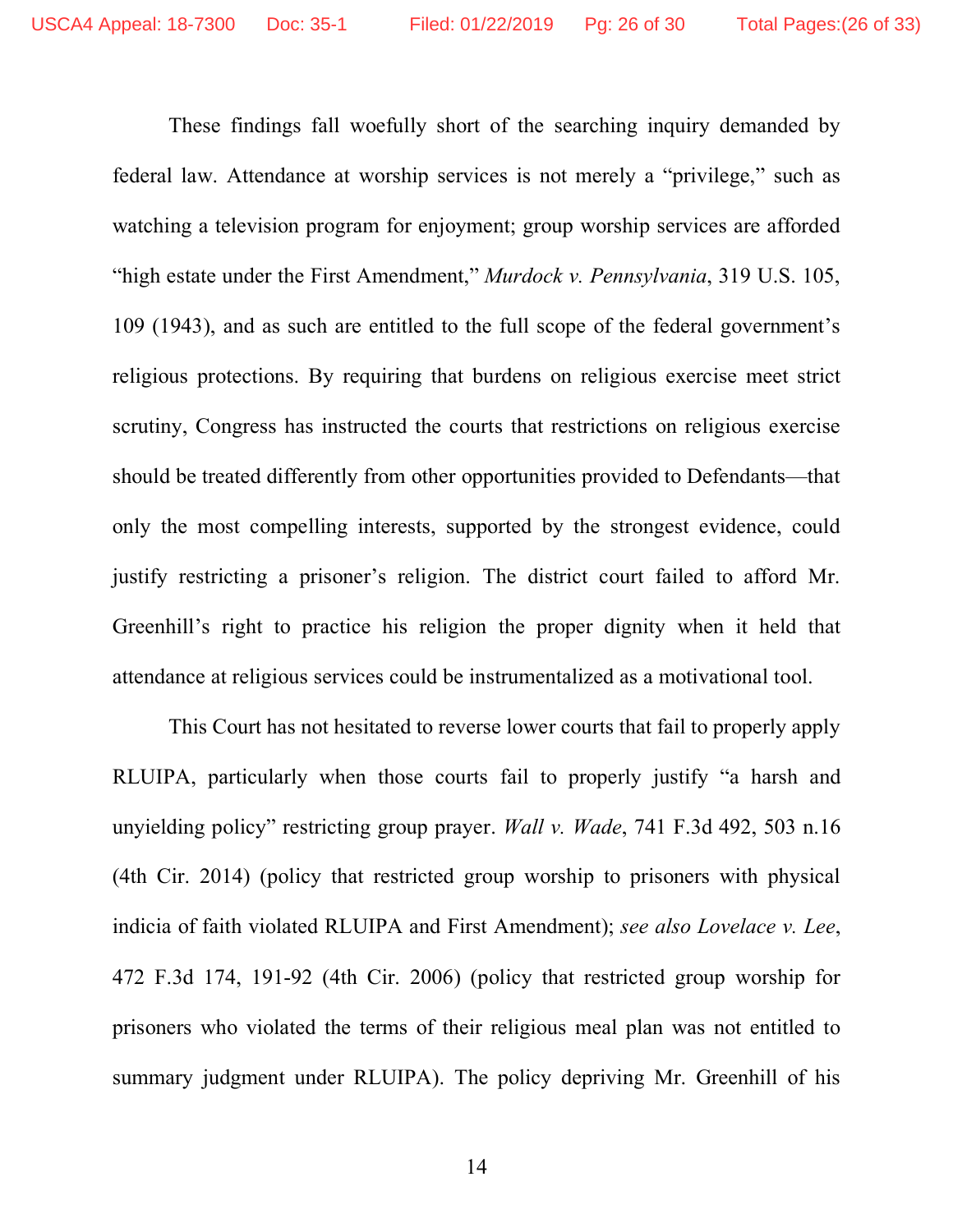These findings fall woefully short of the searching inquiry demanded by federal law. Attendance at worship services is not merely a "privilege," such as watching a television program for enjoyment; group worship services are afforded "high estate under the First Amendment," *Murdock v. Pennsylvania*, 319 U.S. 105, 109 (1943), and as such are entitled to the full scope of the federal government's religious protections. By requiring that burdens on religious exercise meet strict scrutiny, Congress has instructed the courts that restrictions on religious exercise should be treated differently from other opportunities provided to Defendants—that only the most compelling interests, supported by the strongest evidence, could justify restricting a prisoner's religion. The district court failed to afford Mr. Greenhill's right to practice his religion the proper dignity when it held that attendance at religious services could be instrumentalized as a motivational tool.

This Court has not hesitated to reverse lower courts that fail to properly apply RLUIPA, particularly when those courts fail to properly justify "a harsh and unyielding policy" restricting group prayer. *Wall v. Wade*, 741 F.3d 492, 503 n.16 (4th Cir. 2014) (policy that restricted group worship to prisoners with physical indicia of faith violated RLUIPA and First Amendment); *see also Lovelace v. Lee*, 472 F.3d 174, 191-92 (4th Cir. 2006) (policy that restricted group worship for prisoners who violated the terms of their religious meal plan was not entitled to summary judgment under RLUIPA). The policy depriving Mr. Greenhill of his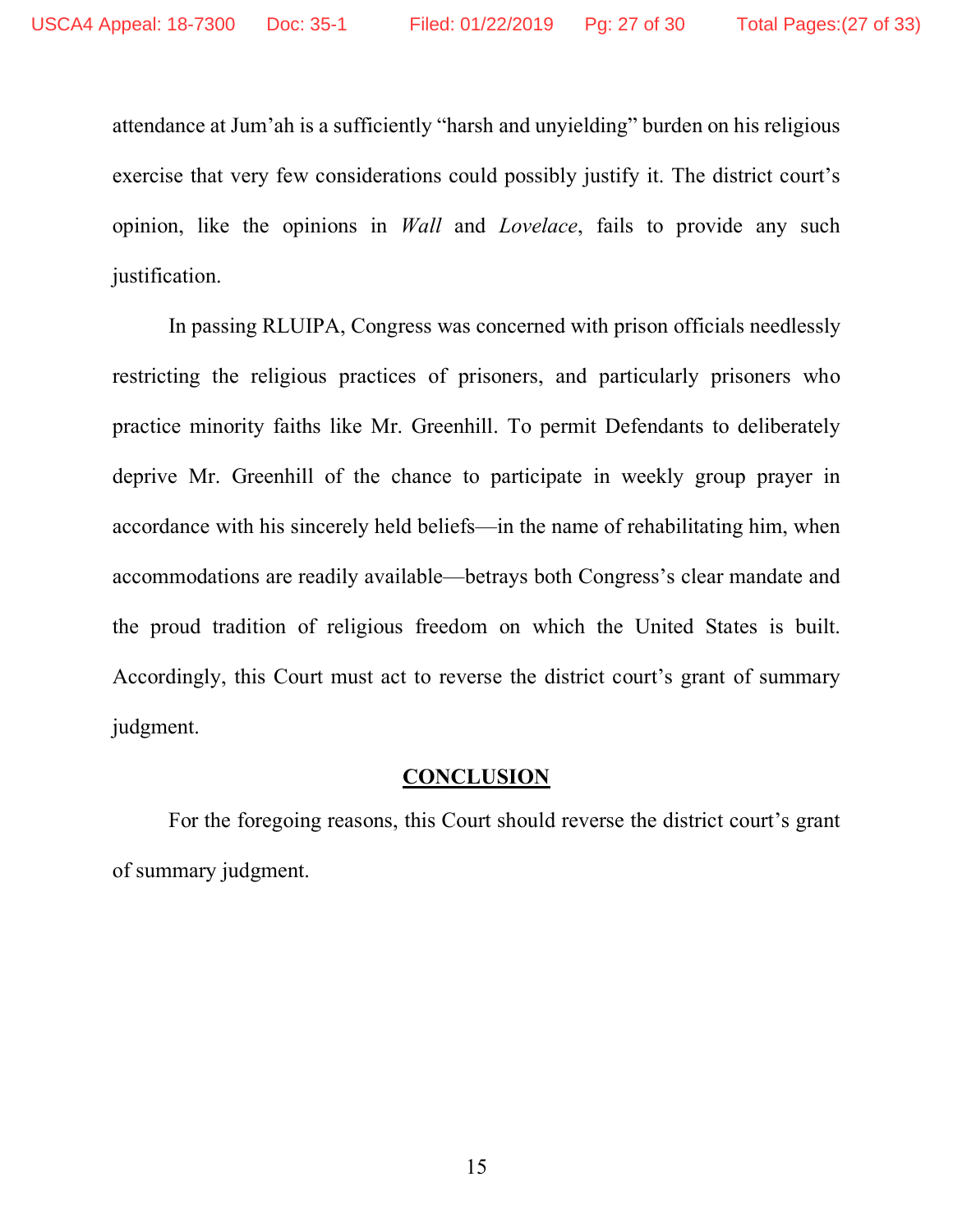attendance at Jum'ah is a sufficiently "harsh and unyielding" burden on his religious exercise that very few considerations could possibly justify it. The district court's opinion, like the opinions in *Wall* and *Lovelace*, fails to provide any such justification.

In passing RLUIPA, Congress was concerned with prison officials needlessly restricting the religious practices of prisoners, and particularly prisoners who practice minority faiths like Mr. Greenhill. To permit Defendants to deliberately deprive Mr. Greenhill of the chance to participate in weekly group prayer in accordance with his sincerely held beliefs—in the name of rehabilitating him, when accommodations are readily available—betrays both Congress's clear mandate and the proud tradition of religious freedom on which the United States is built. Accordingly, this Court must act to reverse the district court's grant of summary judgment.

## CONCLUSION

For the foregoing reasons, this Court should reverse the district court's grant of summary judgment.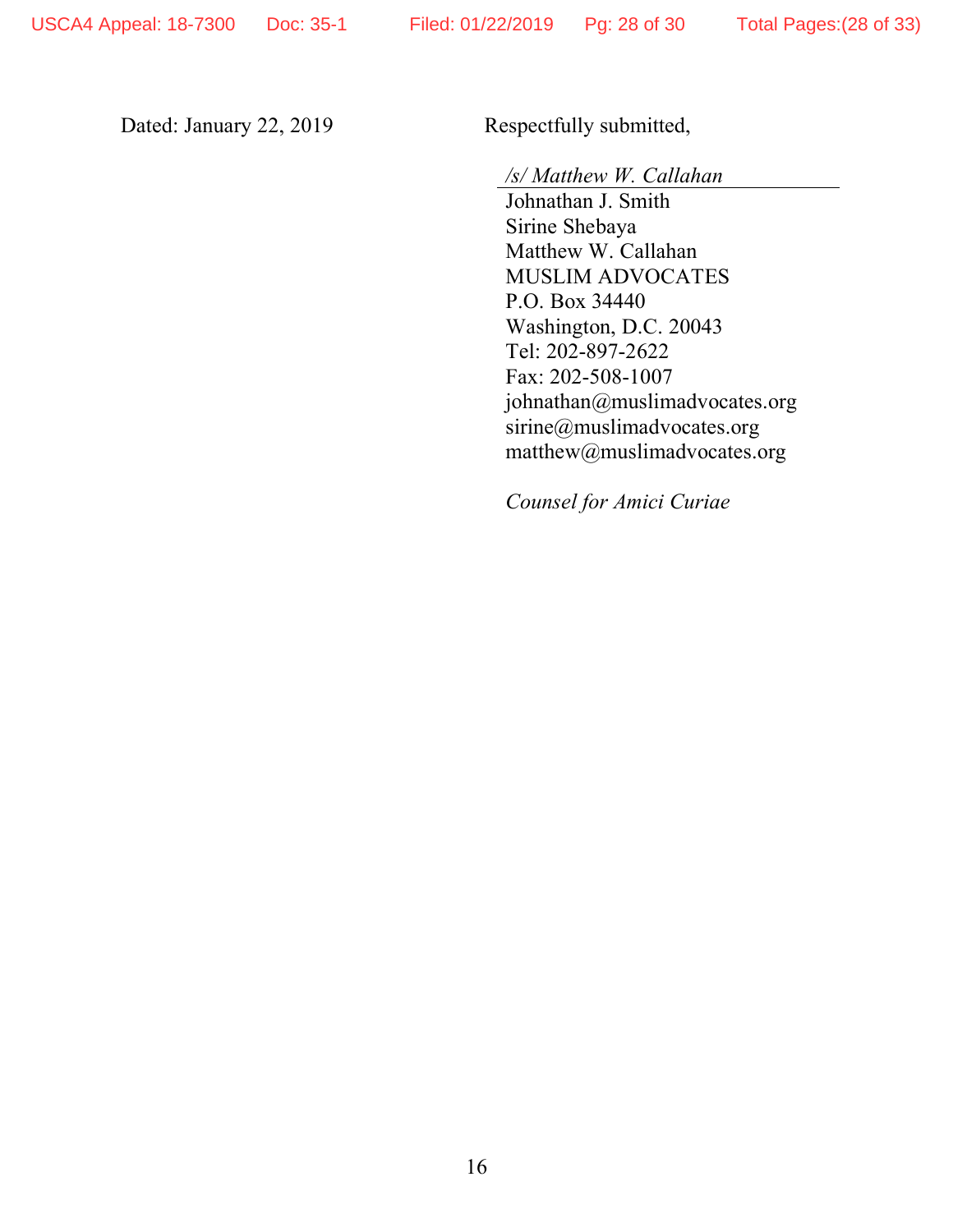Dated: January 22, 2019

Respectfully submitted,

*/s/ Matthew W. Callahan*
Johnathan J. Smith
Sirine Shebaya
Matthew W. Callahan
MUSLIM ADVOCATES
P.O. Box 34440
Washington, D.C. 20043
Tel: 202-897-2622
Fax: 202-508-1007
johnathan@muslimadvocates.org
sirine@muslimadvocates.org
matthew@muslimadvocates.org

*Counsel for Amici Curiae*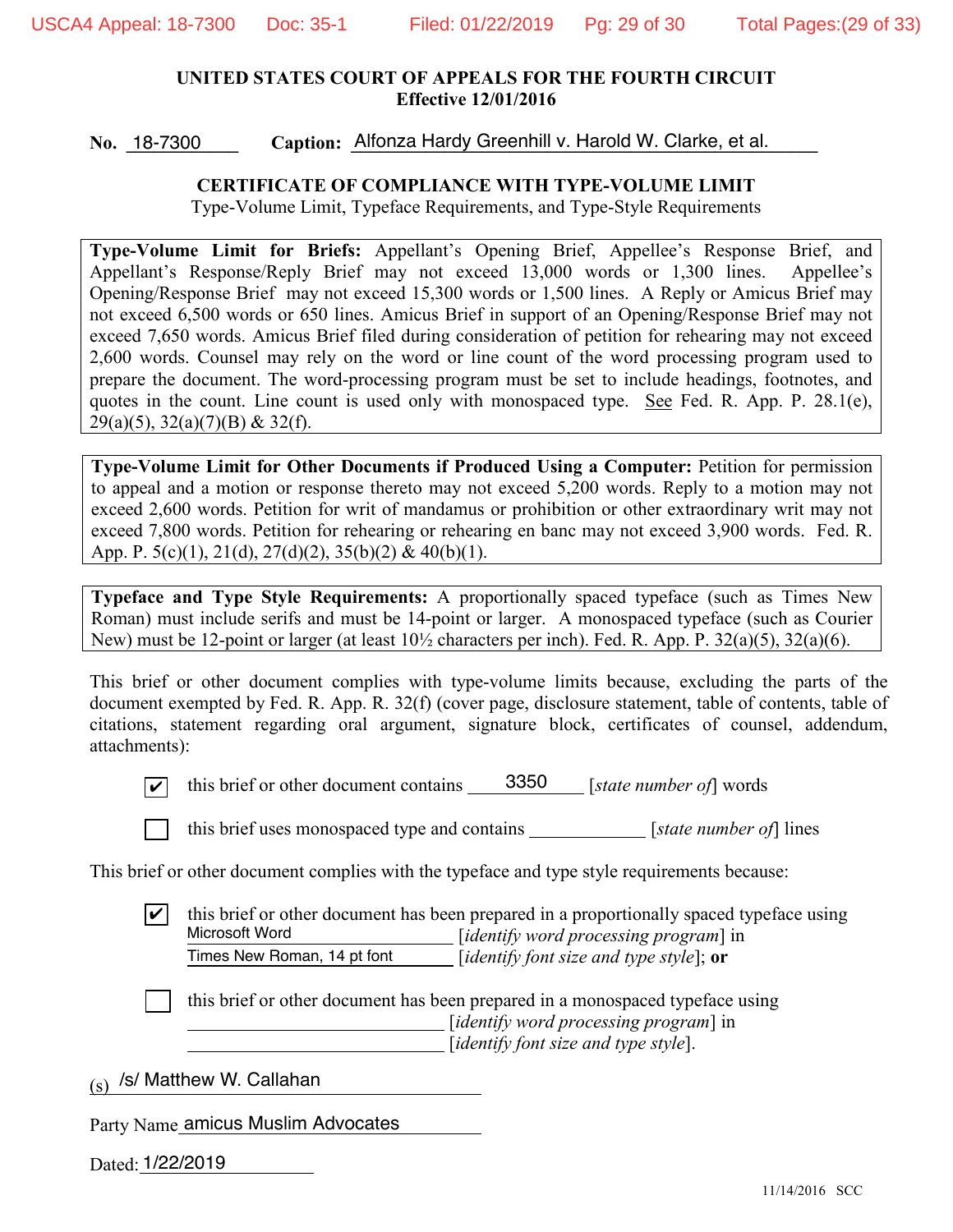**UNITED STATES COURT OF APPEALS FOR THE FOURTH CIRCUIT**
**Effective 12/01/2016**

**No.** 18-7300 **Caption:** Alfonza Hardy Greenhill v. Harold W. Clarke, et al.

**CERTIFICATE OF COMPLIANCE WITH TYPE-VOLUME LIMIT**
Type-Volume Limit, Typeface Requirements, and Type-Style Requirements

**Type-Volume Limit for Briefs:** Appellant's Opening Brief, Appellee's Response Brief, and Appellant's Response/Reply Brief may not exceed 13,000 words or 1,300 lines. Appellee's Opening/Response Brief may not exceed 15,300 words or 1,500 lines. A Reply or Amicus Brief may not exceed 6,500 words or 650 lines. Amicus Brief in support of an Opening/Response Brief may not exceed 7,650 words. Amicus Brief filed during consideration of petition for rehearing may not exceed 2,600 words. Counsel may rely on the word or line count of the word processing program used to prepare the document. The word-processing program must be set to include headings, footnotes, and quotes in the count. Line count is used only with monospaced type. See Fed. R. App. P. 28.1(e), 29(a)(5), 32(a)(7)(B) & 32(f).

**Type-Volume Limit for Other Documents if Produced Using a Computer:** Petition for permission to appeal and a motion or response thereto may not exceed 5,200 words. Reply to a motion may not exceed 2,600 words. Petition for writ of mandamus or prohibition or other extraordinary writ may not exceed 7,800 words. Petition for rehearing or rehearing en banc may not exceed 3,900 words. Fed. R. App. P. 5(c)(1), 21(d), 27(d)(2), 35(b)(2) & 40(b)(1).

**Typeface and Type Style Requirements:** A proportionally spaced typeface (such as Times New Roman) must include serifs and must be 14-point or larger. A monospaced typeface (such as Courier New) must be 12-point or larger (at least 10½ characters per inch). Fed. R. App. P. 32(a)(5), 32(a)(6).

This brief or other document complies with type-volume limits because, excluding the parts of the document exempted by Fed. R. App. R. 32(f) (cover page, disclosure statement, table of contents, table of citations, statement regarding oral argument, signature block, certificates of counsel, addendum, attachments):

- [x] this brief or other document contains 3350 [*state number of*] words
- [ ] this brief uses monospaced type and contains ____________ [*state number of*] lines

This brief or other document complies with the typeface and type style requirements because:

- [x] this brief or other document has been prepared in a proportionally spaced typeface using Microsoft Word [*identify word processing program*] in Times New Roman, 14 pt font [*identify font size and type style*]; **or**
- [ ] this brief or other document has been prepared in a monospaced typeface using ____________ [*identify word processing program*] in ____________ [*identify font size and type style*].

(s) /s/ Matthew W. Callahan

Party Name amicus Muslim Advocates

Dated: 1/22/2019

11/14/2016 SCC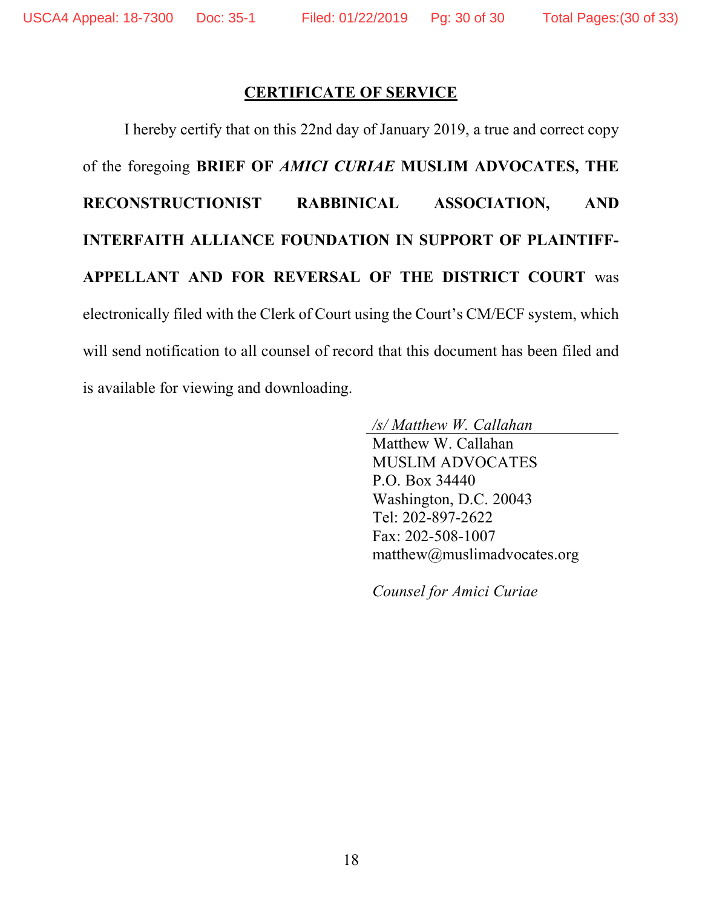## CERTIFICATE OF SERVICE

I hereby certify that on this 22nd day of January 2019, a true and correct copy of the foregoing **BRIEF OF *AMICI CURIAE* MUSLIM ADVOCATES, THE RECONSTRUCTIONIST RABBINICAL ASSOCIATION, AND INTERFAITH ALLIANCE FOUNDATION IN SUPPORT OF PLAINTIFF-APPELLANT AND FOR REVERSAL OF THE DISTRICT COURT** was electronically filed with the Clerk of Court using the Court's CM/ECF system, which will send notification to all counsel of record that this document has been filed and is available for viewing and downloading.

*/s/ Matthew W. Callahan*
Matthew W. Callahan
MUSLIM ADVOCATES
P.O. Box 34440
Washington, D.C. 20043
Tel: 202-897-2622
Fax: 202-508-1007
matthew@muslimadvocates.org

*Counsel for Amici Curiae*